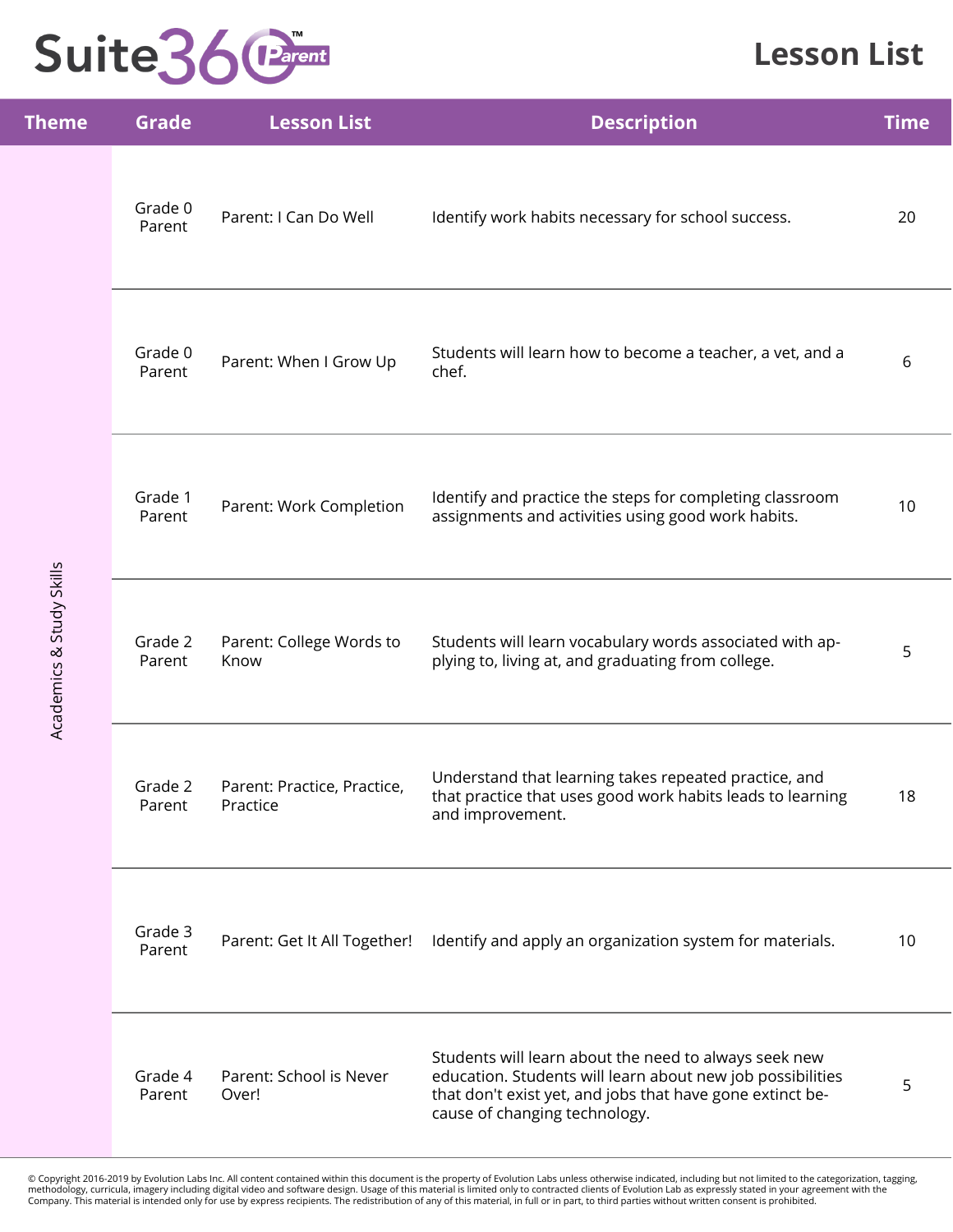# Suite360 Parent™

## Lesson List

| Theme | Grade | Lesson List | Description | Time |
|---|---|---|---|---|
| Academics & Study Skills | Grade 0 Parent | Parent: I Can Do Well | Identify work habits necessary for school success. | 20 |
| | Grade 0 Parent | Parent: When I Grow Up | Students will learn how to become a teacher, a vet, and a chef. | 6 |
| | Grade 1 Parent | Parent: Work Completion | Identify and practice the steps for completing classroom assignments and activities using good work habits. | 10 |
| | Grade 2 Parent | Parent: College Words to Know | Students will learn vocabulary words associated with applying to, living at, and graduating from college. | 5 |
| | Grade 2 Parent | Parent: Practice, Practice, Practice | Understand that learning takes repeated practice, and that practice that uses good work habits leads to learning and improvement. | 18 |
| | Grade 3 Parent | Parent: Get It All Together! | Identify and apply an organization system for materials. | 10 |
| | Grade 4 Parent | Parent: School is Never Over! | Students will learn about the need to always seek new education. Students will learn about new job possibilities that don't exist yet, and jobs that have gone extinct because of changing technology. | 5 |

© Copyright 2016-2019 by Evolution Labs Inc. All content contained within this document is the property of Evolution Labs unless otherwise indicated, including but not limited to the categorization, tagging, methodology, curricula, imagery including digital video and software design. Usage of this material is limited only to contracted clients of Evolution Lab as expressly stated in your agreement with the Company. This material is intended only for use by express recipients. The redistribution of any of this material, in full or in part, to third parties without written consent is prohibited.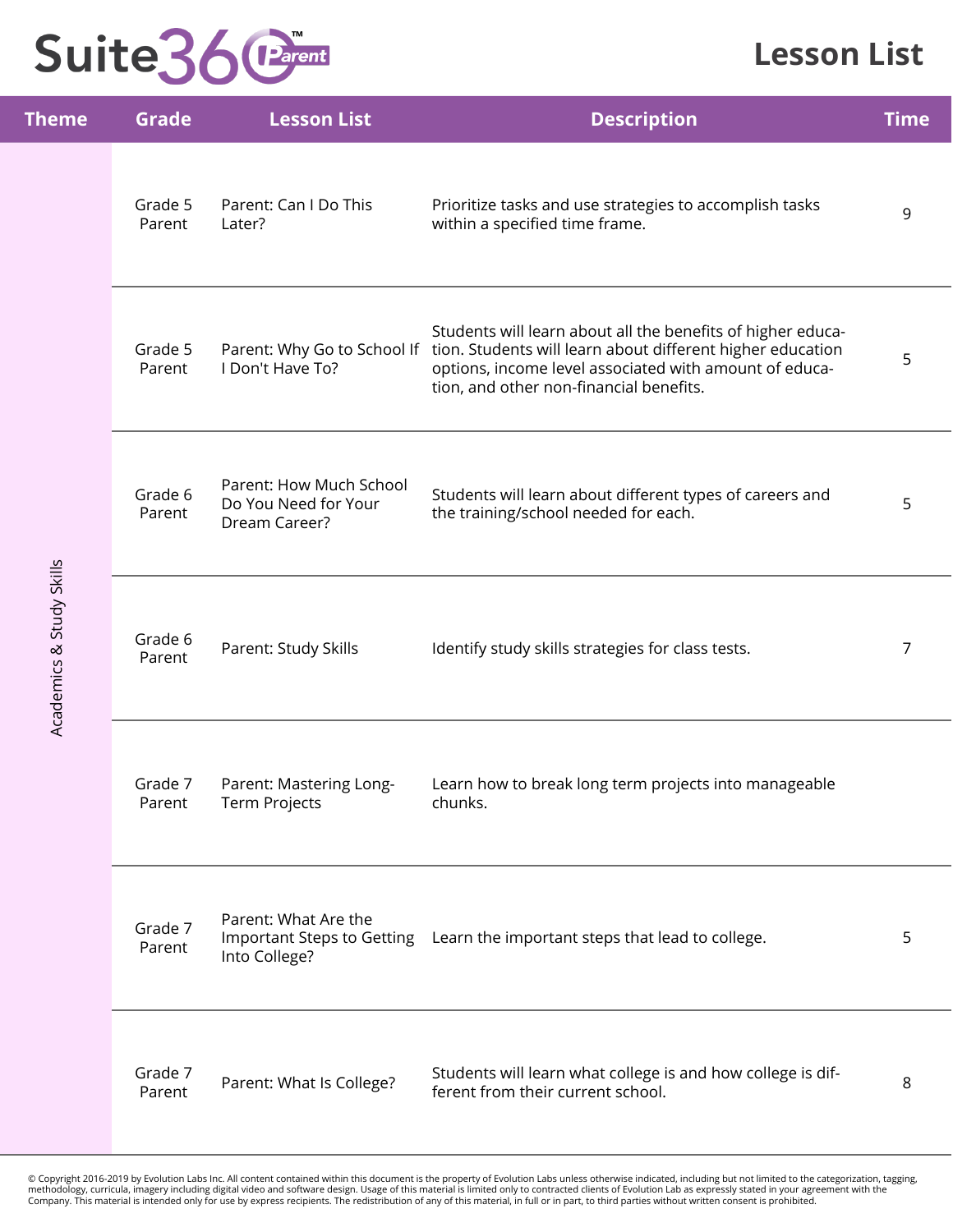# Lesson List

| Theme | Grade | Lesson List | Description | Time |
|---|---|---|---|---|
| Academics & Study Skills | Grade 5 Parent | Parent: Can I Do This Later? | Prioritize tasks and use strategies to accomplish tasks within a specified time frame. | 9 |
| | Grade 5 Parent | Parent: Why Go to School If I Don't Have To? | Students will learn about all the benefits of higher education. Students will learn about different higher education options, income level associated with amount of education, and other non-financial benefits. | 5 |
| | Grade 6 Parent | Parent: How Much School Do You Need for Your Dream Career? | Students will learn about different types of careers and the training/school needed for each. | 5 |
| | Grade 6 Parent | Parent: Study Skills | Identify study skills strategies for class tests. | 7 |
| | Grade 7 Parent | Parent: Mastering Long-Term Projects | Learn how to break long term projects into manageable chunks. | |
| | Grade 7 Parent | Parent: What Are the Important Steps to Getting Into College? | Learn the important steps that lead to college. | 5 |
| | Grade 7 Parent | Parent: What Is College? | Students will learn what college is and how college is different from their current school. | 8 |

© Copyright 2016-2019 by Evolution Labs Inc. All content contained within this document is the property of Evolution Labs unless otherwise indicated, including but not limited to the categorization, tagging, methodology, curricula, imagery including digital video and software design. Usage of this material is limited only to contracted clients of Evolution Lab as expressly stated in your agreement with the Company. This material is intended only for use by express recipients. The redistribution of any of this material, in full or in part, to third parties without written consent is prohibited.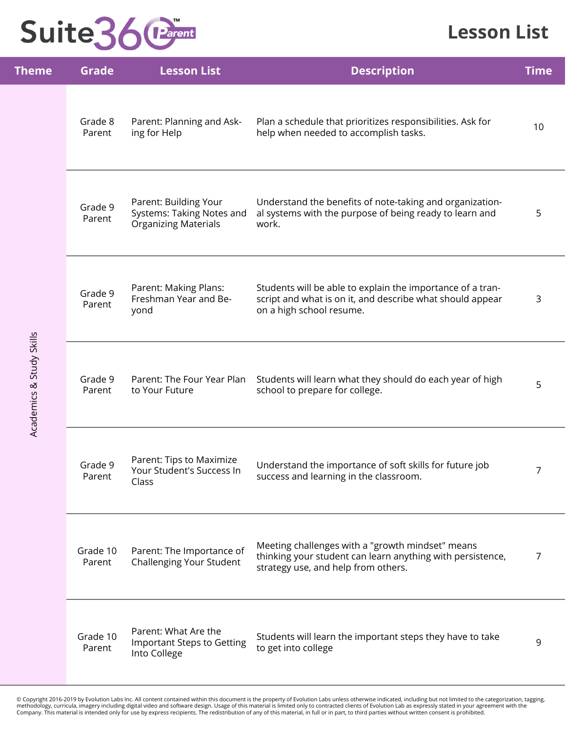# Suite360 Parent

## Lesson List

| Theme | Grade | Lesson List | Description | Time |
|---|---|---|---|---|
| Academics & Study Skills | Grade 8 Parent | Parent: Planning and Asking for Help | Plan a schedule that prioritizes responsibilities. Ask for help when needed to accomplish tasks. | 10 |
| | Grade 9 Parent | Parent: Building Your Systems: Taking Notes and Organizing Materials | Understand the benefits of note-taking and organizational systems with the purpose of being ready to learn and work. | 5 |
| | Grade 9 Parent | Parent: Making Plans: Freshman Year and Beyond | Students will be able to explain the importance of a transcript and what is on it, and describe what should appear on a high school resume. | 3 |
| | Grade 9 Parent | Parent: The Four Year Plan to Your Future | Students will learn what they should do each year of high school to prepare for college. | 5 |
| | Grade 9 Parent | Parent: Tips to Maximize Your Student's Success In Class | Understand the importance of soft skills for future job success and learning in the classroom. | 7 |
| | Grade 10 Parent | Parent: The Importance of Challenging Your Student | Meeting challenges with a "growth mindset" means thinking your student can learn anything with persistence, strategy use, and help from others. | 7 |
| | Grade 10 Parent | Parent: What Are the Important Steps to Getting Into College | Students will learn the important steps they have to take to get into college | 9 |

© Copyright 2016-2019 by Evolution Labs Inc. All content contained within this document is the property of Evolution Labs unless otherwise indicated, including but not limited to the categorization, tagging, methodology, curricula, imagery including digital video and software design. Usage of this material is limited only to contracted clients of Evolution Lab as expressly stated in your agreement with the Company. This material is intended only for use by express recipients. The redistribution of any of this material, in full or in part, to third parties without written consent is prohibited.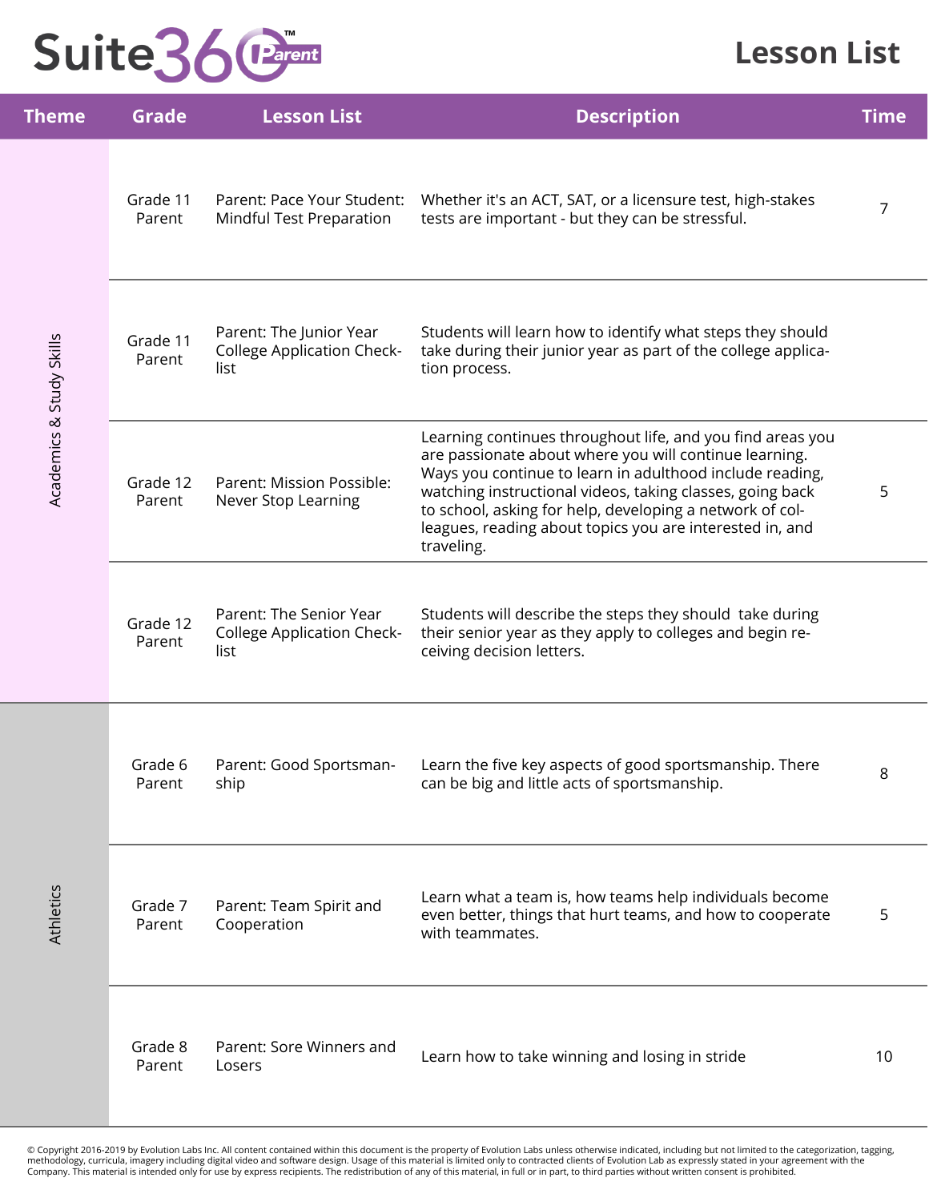# Suite360 Parent

## Lesson List

| Theme | Grade | Lesson List | Description | Time |
|---|---|---|---|---|
| Academics & Study Skills | Grade 11 Parent | Parent: Pace Your Student: Mindful Test Preparation | Whether it's an ACT, SAT, or a licensure test, high-stakes tests are important - but they can be stressful. | 7 |
| | Grade 11 Parent | Parent: The Junior Year College Application Checklist | Students will learn how to identify what steps they should take during their junior year as part of the college application process. | |
| | Grade 12 Parent | Parent: Mission Possible: Never Stop Learning | Learning continues throughout life, and you find areas you are passionate about where you will continue learning. Ways you continue to learn in adulthood include reading, watching instructional videos, taking classes, going back to school, asking for help, developing a network of colleagues, reading about topics you are interested in, and traveling. | 5 |
| | Grade 12 Parent | Parent: The Senior Year College Application Checklist | Students will describe the steps they should take during their senior year as they apply to colleges and begin receiving decision letters. | |
| Athletics | Grade 6 Parent | Parent: Good Sportsmanship | Learn the five key aspects of good sportsmanship. There can be big and little acts of sportsmanship. | 8 |
| | Grade 7 Parent | Parent: Team Spirit and Cooperation | Learn what a team is, how teams help individuals become even better, things that hurt teams, and how to cooperate with teammates. | 5 |
| | Grade 8 Parent | Parent: Sore Winners and Losers | Learn how to take winning and losing in stride | 10 |

© Copyright 2016-2019 by Evolution Labs Inc. All content contained within this document is the property of Evolution Labs unless otherwise indicated, including but not limited to the categorization, tagging, methodology, curricula, imagery including digital video and software design. Usage of this material is limited only to contracted clients of Evolution Lab as expressly stated in your agreement with the Company. This material is intended only for use by express recipients. The redistribution of any of this material, in full or in part, to third parties without written consent is prohibited.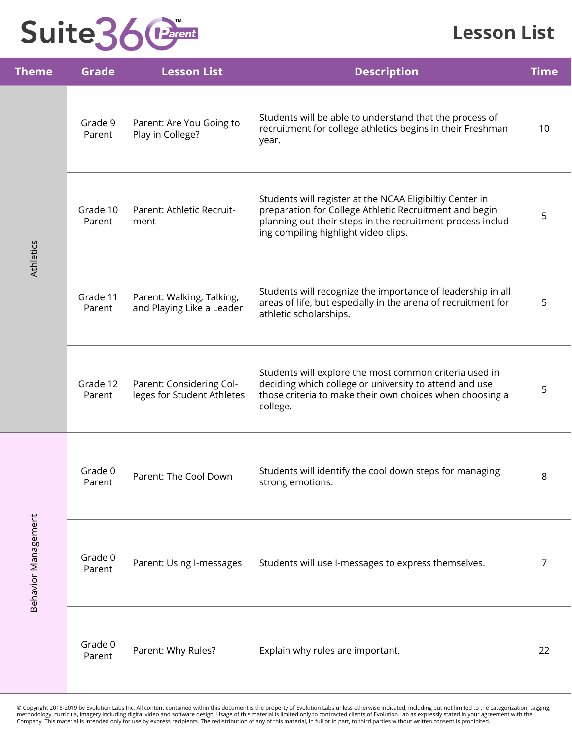# Suite360 Parent

## Lesson List

| Theme | Grade | Lesson List | Description | Time |
|---|---|---|---|---|
| Athletics | Grade 9 Parent | Parent: Are You Going to Play in College? | Students will be able to understand that the process of recruitment for college athletics begins in their Freshman year. | 10 |
| Athletics | Grade 10 Parent | Parent: Athletic Recruitment | Students will register at the NCAA Eligibiltiy Center in preparation for College Athletic Recruitment and begin planning out their steps in the recruitment process including compiling highlight video clips. | 5 |
| Athletics | Grade 11 Parent | Parent: Walking, Talking, and Playing Like a Leader | Students will recognize the importance of leadership in all areas of life, but especially in the arena of recruitment for athletic scholarships. | 5 |
| Athletics | Grade 12 Parent | Parent: Considering Colleges for Student Athletes | Students will explore the most common criteria used in deciding which college or university to attend and use those criteria to make their own choices when choosing a college. | 5 |
| Behavior Management | Grade 0 Parent | Parent: The Cool Down | Students will identify the cool down steps for managing strong emotions. | 8 |
| Behavior Management | Grade 0 Parent | Parent: Using I-messages | Students will use I-messages to express themselves. | 7 |
| Behavior Management | Grade 0 Parent | Parent: Why Rules? | Explain why rules are important. | 22 |

© Copyright 2016-2019 by Evolution Labs Inc. All content contained within this document is the property of Evolution Labs unless otherwise indicated, including but not limited to the categorization, tagging, methodology, curricula, imagery including digital video and software design. Usage of this material is limited only to contracted clients of Evolution Lab as expressly stated in your agreement with the Company. This material is intended only for use by express recipients. The redistribution of any of this material, in full or in part, to third parties without written consent is prohibited.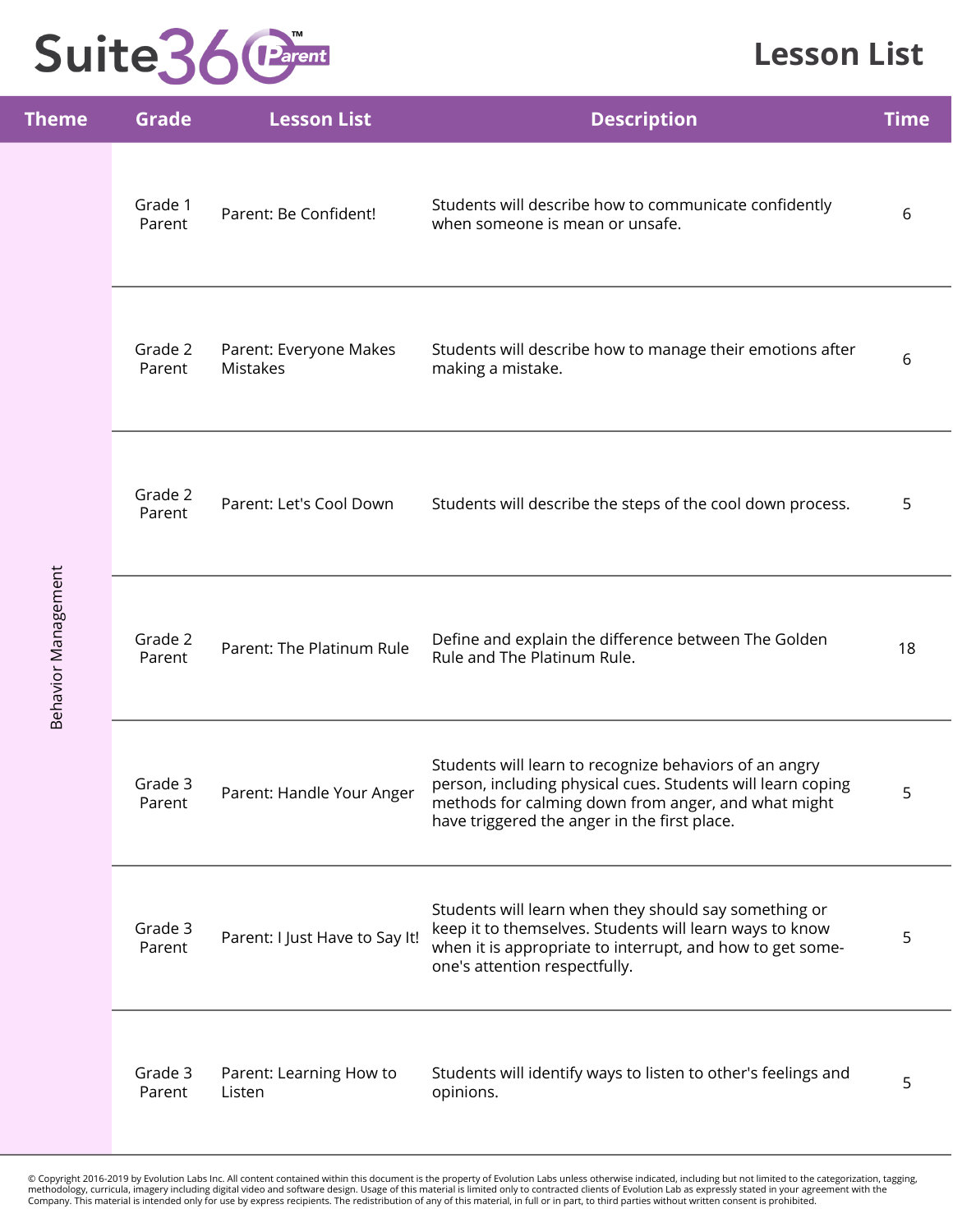# Lesson List

| Theme | Grade | Lesson List | Description | Time |
|---|---|---|---|---|
| Behavior Management | Grade 1 Parent | Parent: Be Confident! | Students will describe how to communicate confidently when someone is mean or unsafe. | 6 |
| | Grade 2 Parent | Parent: Everyone Makes Mistakes | Students will describe how to manage their emotions after making a mistake. | 6 |
| | Grade 2 Parent | Parent: Let's Cool Down | Students will describe the steps of the cool down process. | 5 |
| | Grade 2 Parent | Parent: The Platinum Rule | Define and explain the difference between The Golden Rule and The Platinum Rule. | 18 |
| | Grade 3 Parent | Parent: Handle Your Anger | Students will learn to recognize behaviors of an angry person, including physical cues. Students will learn coping methods for calming down from anger, and what might have triggered the anger in the first place. | 5 |
| | Grade 3 Parent | Parent: I Just Have to Say It! | Students will learn when they should say something or keep it to themselves. Students will learn ways to know when it is appropriate to interrupt, and how to get someone's attention respectfully. | 5 |
| | Grade 3 Parent | Parent: Learning How to Listen | Students will identify ways to listen to other's feelings and opinions. | 5 |

© Copyright 2016-2019 by Evolution Labs Inc. All content contained within this document is the property of Evolution Labs unless otherwise indicated, including but not limited to the categorization, tagging, methodology, curricula, imagery including digital video and software design. Usage of this material is limited only to contracted clients of Evolution Lab as expressly stated in your agreement with the Company. This material is intended only for use by express recipients. The redistribution of any of this material, in full or in part, to third parties without written consent is prohibited.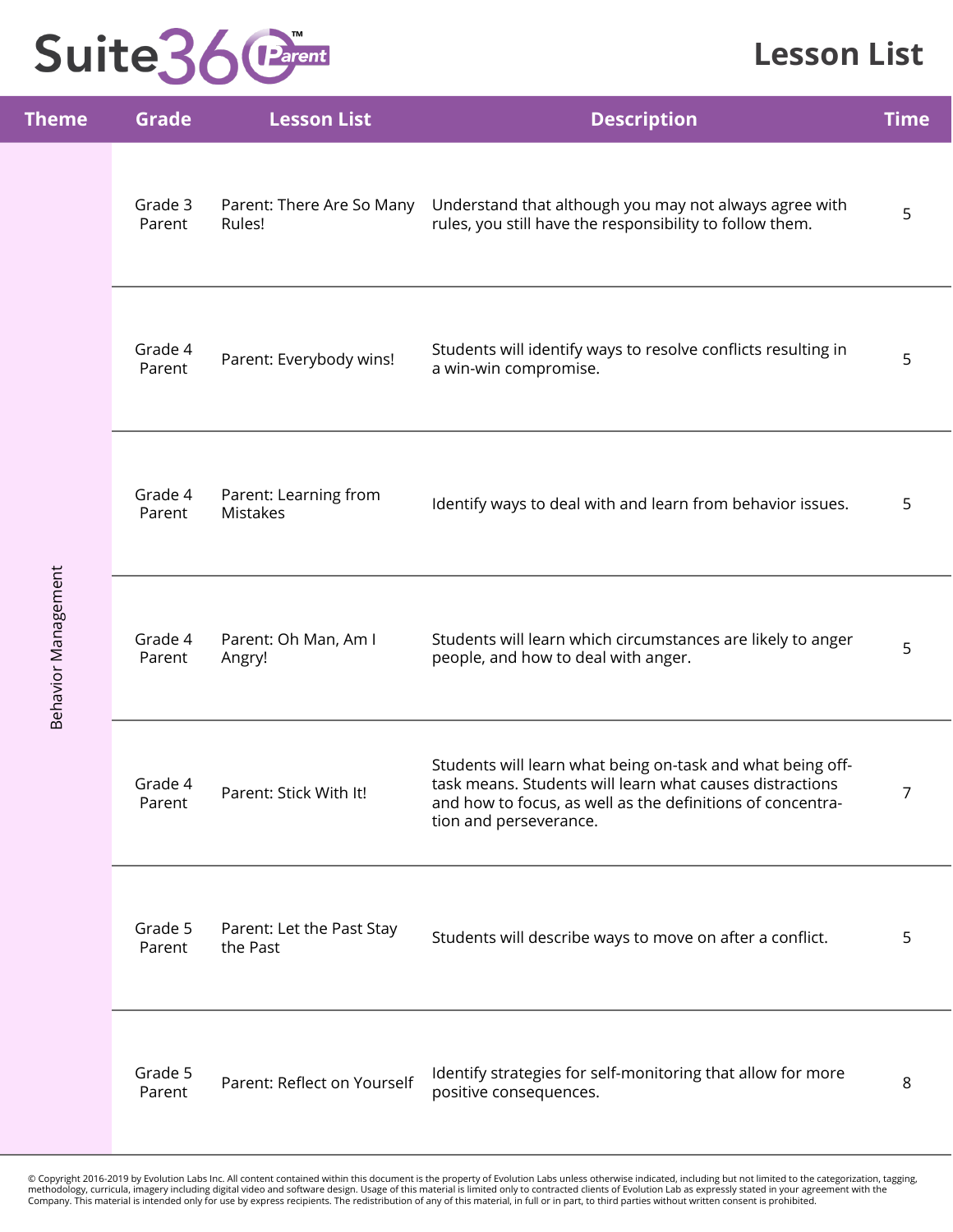# Suite360 Parent

## Lesson List

| Theme | Grade | Lesson List | Description | Time |
|---|---|---|---|---|
| Behavior Management | Grade 3 Parent | Parent: There Are So Many Rules! | Understand that although you may not always agree with rules, you still have the responsibility to follow them. | 5 |
| | Grade 4 Parent | Parent: Everybody wins! | Students will identify ways to resolve conflicts resulting in a win-win compromise. | 5 |
| | Grade 4 Parent | Parent: Learning from Mistakes | Identify ways to deal with and learn from behavior issues. | 5 |
| | Grade 4 Parent | Parent: Oh Man, Am I Angry! | Students will learn which circumstances are likely to anger people, and how to deal with anger. | 5 |
| | Grade 4 Parent | Parent: Stick With It! | Students will learn what being on-task and what being off-task means. Students will learn what causes distractions and how to focus, as well as the definitions of concentration and perseverance. | 7 |
| | Grade 5 Parent | Parent: Let the Past Stay the Past | Students will describe ways to move on after a conflict. | 5 |
| | Grade 5 Parent | Parent: Reflect on Yourself | Identify strategies for self-monitoring that allow for more positive consequences. | 8 |

© Copyright 2016-2019 by Evolution Labs Inc. All content contained within this document is the property of Evolution Labs unless otherwise indicated, including but not limited to the categorization, tagging, methodology, curricula, imagery including digital video and software design. Usage of this material is limited only to contracted clients of Evolution Lab as expressly stated in your agreement with the Company. This material is intended only for use by express recipients. The redistribution of any of this material, in full or in part, to third parties without written consent is prohibited.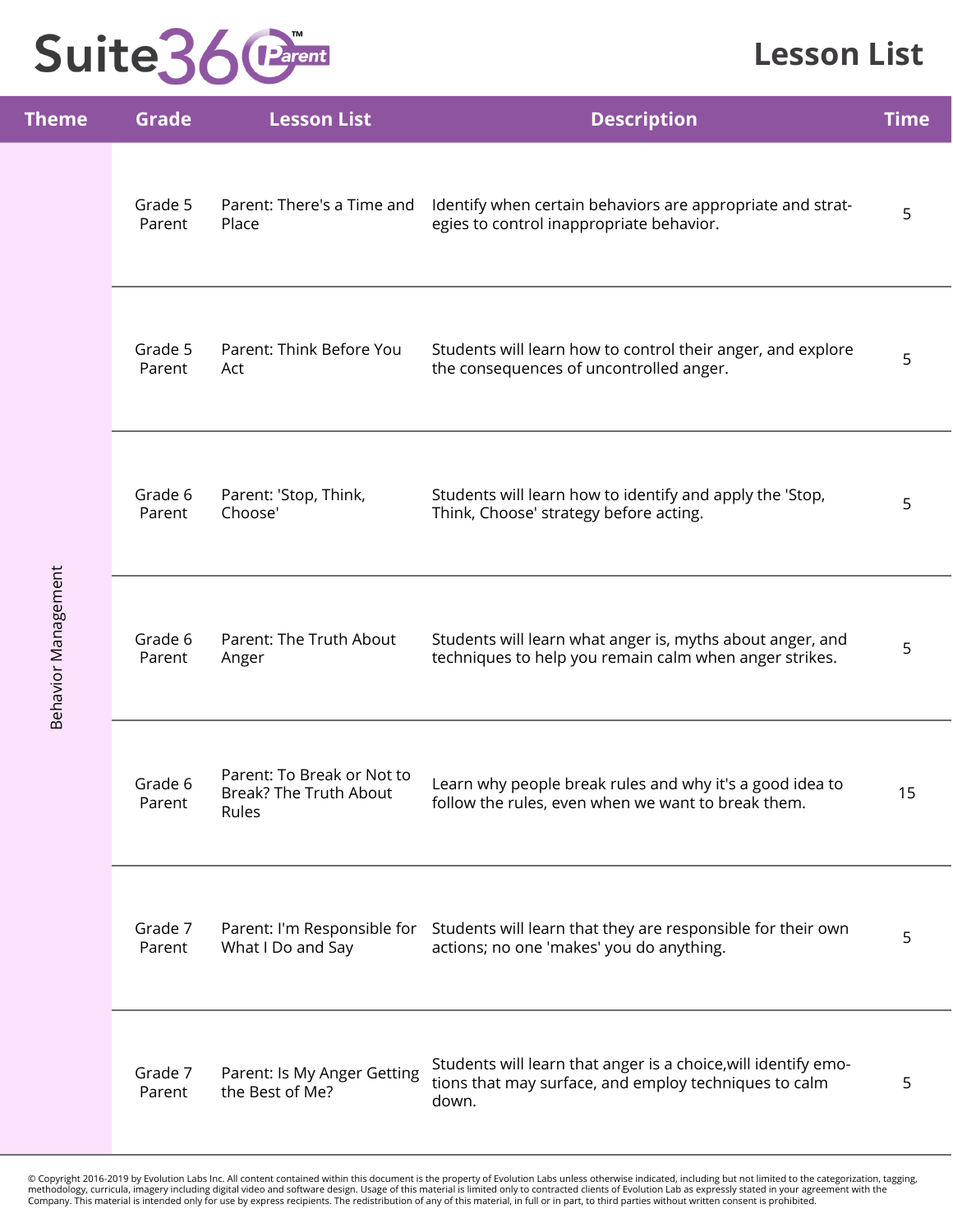# Suite360 Parent

## Lesson List

| Theme | Grade | Lesson List | Description | Time |
|---|---|---|---|---|
| Behavior Management | Grade 5 Parent | Parent: There's a Time and Place | Identify when certain behaviors are appropriate and strategies to control inappropriate behavior. | 5 |
| | Grade 5 Parent | Parent: Think Before You Act | Students will learn how to control their anger, and explore the consequences of uncontrolled anger. | 5 |
| | Grade 6 Parent | Parent: 'Stop, Think, Choose' | Students will learn how to identify and apply the 'Stop, Think, Choose' strategy before acting. | 5 |
| | Grade 6 Parent | Parent: The Truth About Anger | Students will learn what anger is, myths about anger, and techniques to help you remain calm when anger strikes. | 5 |
| | Grade 6 Parent | Parent: To Break or Not to Break? The Truth About Rules | Learn why people break rules and why it's a good idea to follow the rules, even when we want to break them. | 15 |
| | Grade 7 Parent | Parent: I'm Responsible for What I Do and Say | Students will learn that they are responsible for their own actions; no one 'makes' you do anything. | 5 |
| | Grade 7 Parent | Parent: Is My Anger Getting the Best of Me? | Students will learn that anger is a choice,will identify emotions that may surface, and employ techniques to calm down. | 5 |

© Copyright 2016-2019 by Evolution Labs Inc. All content contained within this document is the property of Evolution Labs unless otherwise indicated, including but not limited to the categorization, tagging, methodology, curricula, imagery including digital video and software design. Usage of this material is limited only to contracted clients of Evolution Lab as expressly stated in your agreement with the Company. This material is intended only for use by express recipients. The redistribution of any of this material, in full or in part, to third parties without written consent is prohibited.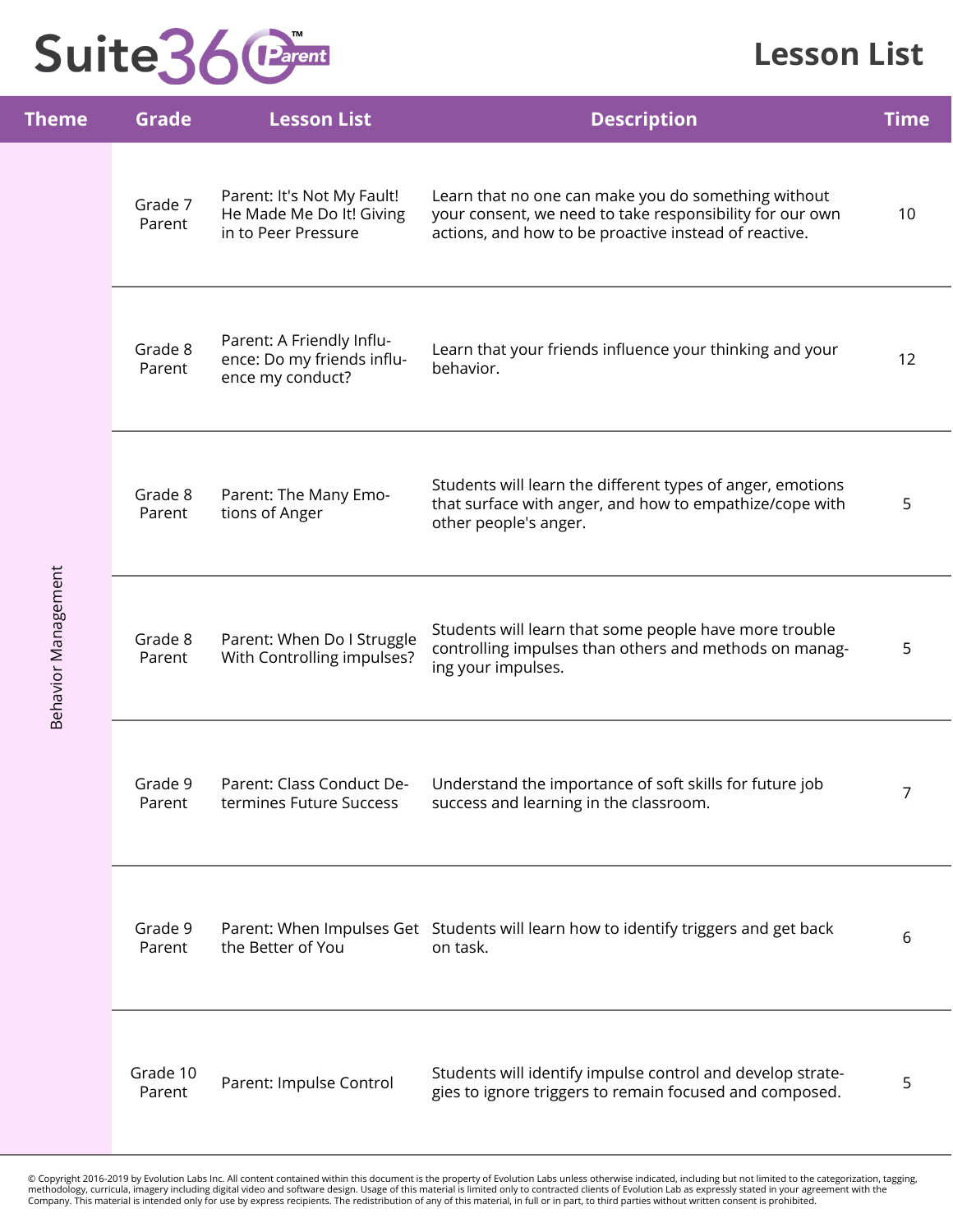# Lesson List

| Theme | Grade | Lesson List | Description | Time |
|---|---|---|---|---|
| Behavior Management | Grade 7 Parent | Parent: It's Not My Fault! He Made Me Do It! Giving in to Peer Pressure | Learn that no one can make you do something without your consent, we need to take responsibility for our own actions, and how to be proactive instead of reactive. | 10 |
| | Grade 8 Parent | Parent: A Friendly Influence: Do my friends influence my conduct? | Learn that your friends influence your thinking and your behavior. | 12 |
| | Grade 8 Parent | Parent: The Many Emotions of Anger | Students will learn the different types of anger, emotions that surface with anger, and how to empathize/cope with other people's anger. | 5 |
| | Grade 8 Parent | Parent: When Do I Struggle With Controlling impulses? | Students will learn that some people have more trouble controlling impulses than others and methods on managing your impulses. | 5 |
| | Grade 9 Parent | Parent: Class Conduct Determines Future Success | Understand the importance of soft skills for future job success and learning in the classroom. | 7 |
| | Grade 9 Parent | Parent: When Impulses Get the Better of You | Students will learn how to identify triggers and get back on task. | 6 |
| | Grade 10 Parent | Parent: Impulse Control | Students will identify impulse control and develop strategies to ignore triggers to remain focused and composed. | 5 |

© Copyright 2016-2019 by Evolution Labs Inc. All content contained within this document is the property of Evolution Labs unless otherwise indicated, including but not limited to the categorization, tagging, methodology, curricula, imagery including digital video and software design. Usage of this material is limited only to contracted clients of Evolution Lab as expressly stated in your agreement with the Company. This material is intended only for use by express recipients. The redistribution of any of this material, in full or in part, to third parties without written consent is prohibited.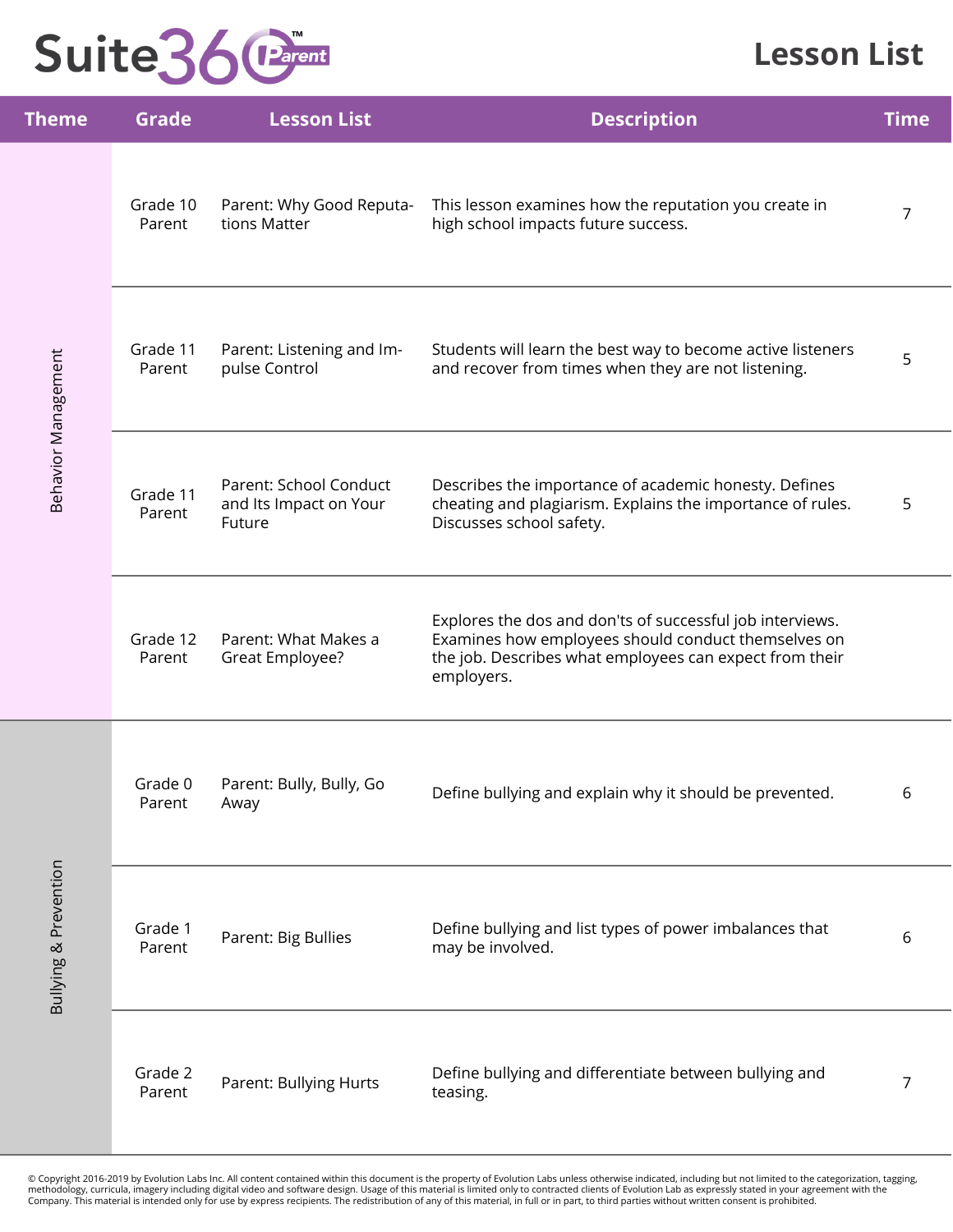# Suite360 Parent

## Lesson List

| Theme | Grade | Lesson List | Description | Time |
|---|---|---|---|---|
| Behavior Management | Grade 10 Parent | Parent: Why Good Reputations Matter | This lesson examines how the reputation you create in high school impacts future success. | 7 |
| | Grade 11 Parent | Parent: Listening and Impulse Control | Students will learn the best way to become active listeners and recover from times when they are not listening. | 5 |
| | Grade 11 Parent | Parent: School Conduct and Its Impact on Your Future | Describes the importance of academic honesty. Defines cheating and plagiarism. Explains the importance of rules. Discusses school safety. | 5 |
| | Grade 12 Parent | Parent: What Makes a Great Employee? | Explores the dos and don'ts of successful job interviews. Examines how employees should conduct themselves on the job. Describes what employees can expect from their employers. | |
| Bullying & Prevention | Grade 0 Parent | Parent: Bully, Bully, Go Away | Define bullying and explain why it should be prevented. | 6 |
| | Grade 1 Parent | Parent: Big Bullies | Define bullying and list types of power imbalances that may be involved. | 6 |
| | Grade 2 Parent | Parent: Bullying Hurts | Define bullying and differentiate between bullying and teasing. | 7 |

© Copyright 2016-2019 by Evolution Labs Inc. All content contained within this document is the property of Evolution Labs unless otherwise indicated, including but not limited to the categorization, tagging, methodology, curricula, imagery including digital video and software design. Usage of this material is limited only to contracted clients of Evolution Lab as expressly stated in your agreement with the Company. This material is intended only for use by express recipients. The redistribution of any of this material, in full or in part, to third parties without written consent is prohibited.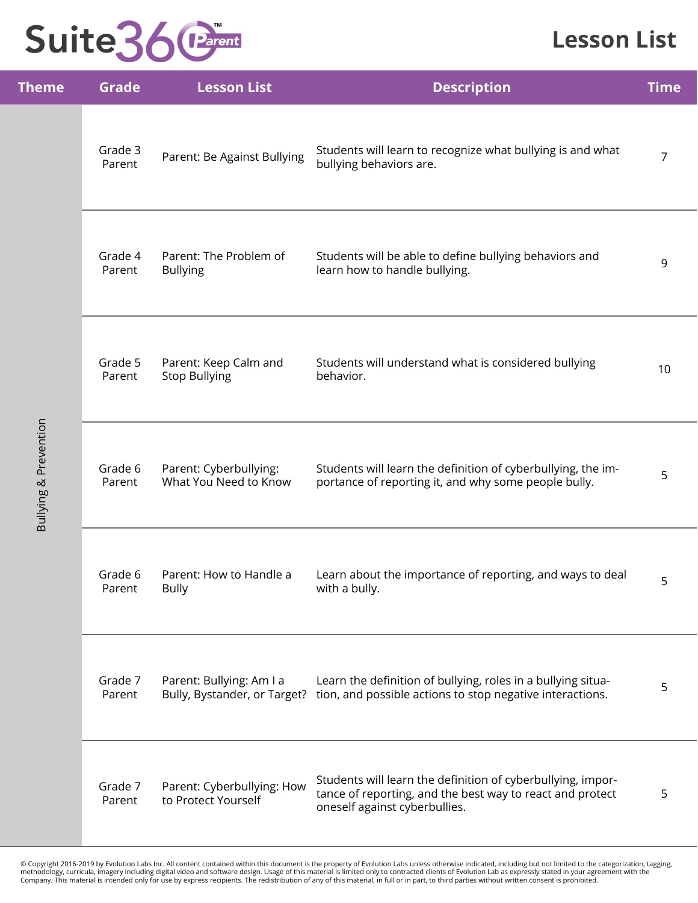# Suite360 Parent

## Lesson List

| Theme | Grade | Lesson List | Description | Time |
|---|---|---|---|---|
| Bullying & Prevention | Grade 3 Parent | Parent: Be Against Bullying | Students will learn to recognize what bullying is and what bullying behaviors are. | 7 |
| | Grade 4 Parent | Parent: The Problem of Bullying | Students will be able to define bullying behaviors and learn how to handle bullying. | 9 |
| | Grade 5 Parent | Parent: Keep Calm and Stop Bullying | Students will understand what is considered bullying behavior. | 10 |
| | Grade 6 Parent | Parent: Cyberbullying: What You Need to Know | Students will learn the definition of cyberbullying, the importance of reporting it, and why some people bully. | 5 |
| | Grade 6 Parent | Parent: How to Handle a Bully | Learn about the importance of reporting, and ways to deal with a bully. | 5 |
| | Grade 7 Parent | Parent: Bullying: Am I a Bully, Bystander, or Target? | Learn the definition of bullying, roles in a bullying situation, and possible actions to stop negative interactions. | 5 |
| | Grade 7 Parent | Parent: Cyberbullying: How to Protect Yourself | Students will learn the definition of cyberbullying, importance of reporting, and the best way to react and protect oneself against cyberbullies. | 5 |

© Copyright 2016-2019 by Evolution Labs Inc. All content contained within this document is the property of Evolution Labs unless otherwise indicated, including but not limited to the categorization, tagging, methodology, curricula, imagery including digital video and software design. Usage of this material is limited only to contracted clients of Evolution Lab as expressly stated in your agreement with the Company. This material is intended only for use by express recipients. The redistribution of any of this material, in full or in part, to third parties without written consent is prohibited.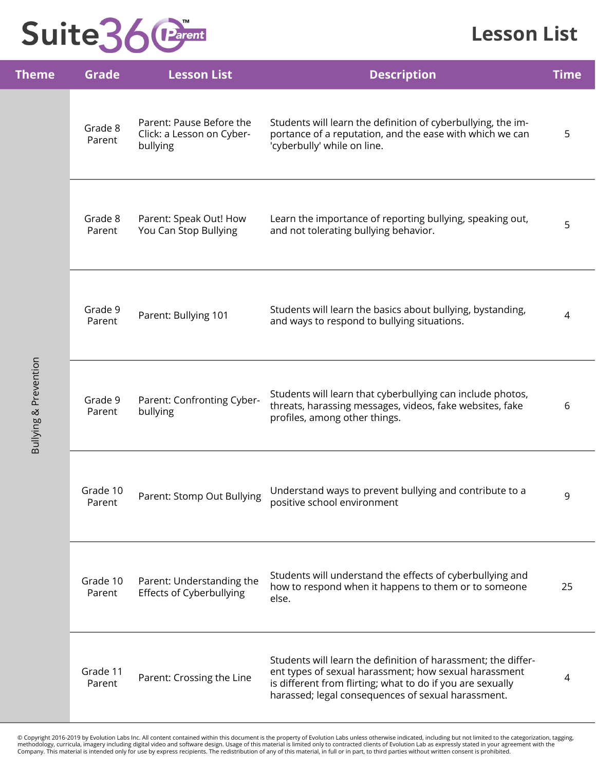# Suite360 Parent — Lesson List

| Theme | Grade | Lesson List | Description | Time |
| --- | --- | --- | --- | --- |
| Bullying & Prevention | Grade 8 Parent | Parent: Pause Before the Click: a Lesson on Cyberbullying | Students will learn the definition of cyberbullying, the importance of a reputation, and the ease with which we can 'cyberbully' while on line. | 5 |
| | Grade 8 Parent | Parent: Speak Out! How You Can Stop Bullying | Learn the importance of reporting bullying, speaking out, and not tolerating bullying behavior. | 5 |
| | Grade 9 Parent | Parent: Bullying 101 | Students will learn the basics about bullying, bystanding, and ways to respond to bullying situations. | 4 |
| | Grade 9 Parent | Parent: Confronting Cyberbullying | Students will learn that cyberbullying can include photos, threats, harassing messages, videos, fake websites, fake profiles, among other things. | 6 |
| | Grade 10 Parent | Parent: Stomp Out Bullying | Understand ways to prevent bullying and contribute to a positive school environment | 9 |
| | Grade 10 Parent | Parent: Understanding the Effects of Cyberbullying | Students will understand the effects of cyberbullying and how to respond when it happens to them or to someone else. | 25 |
| | Grade 11 Parent | Parent: Crossing the Line | Students will learn the definition of harassment; the different types of sexual harassment; how sexual harassment is different from flirting; what to do if you are sexually harassed; legal consequences of sexual harassment. | 4 |

© Copyright 2016-2019 by Evolution Labs Inc. All content contained within this document is the property of Evolution Labs unless otherwise indicated, including but not limited to the categorization, tagging, methodology, curricula, imagery including digital video and software design. Usage of this material is limited only to contracted clients of Evolution Lab as expressly stated in your agreement with the Company. This material is intended only for use by express recipients. The redistribution of any of this material, in full or in part, to third parties without written consent is prohibited.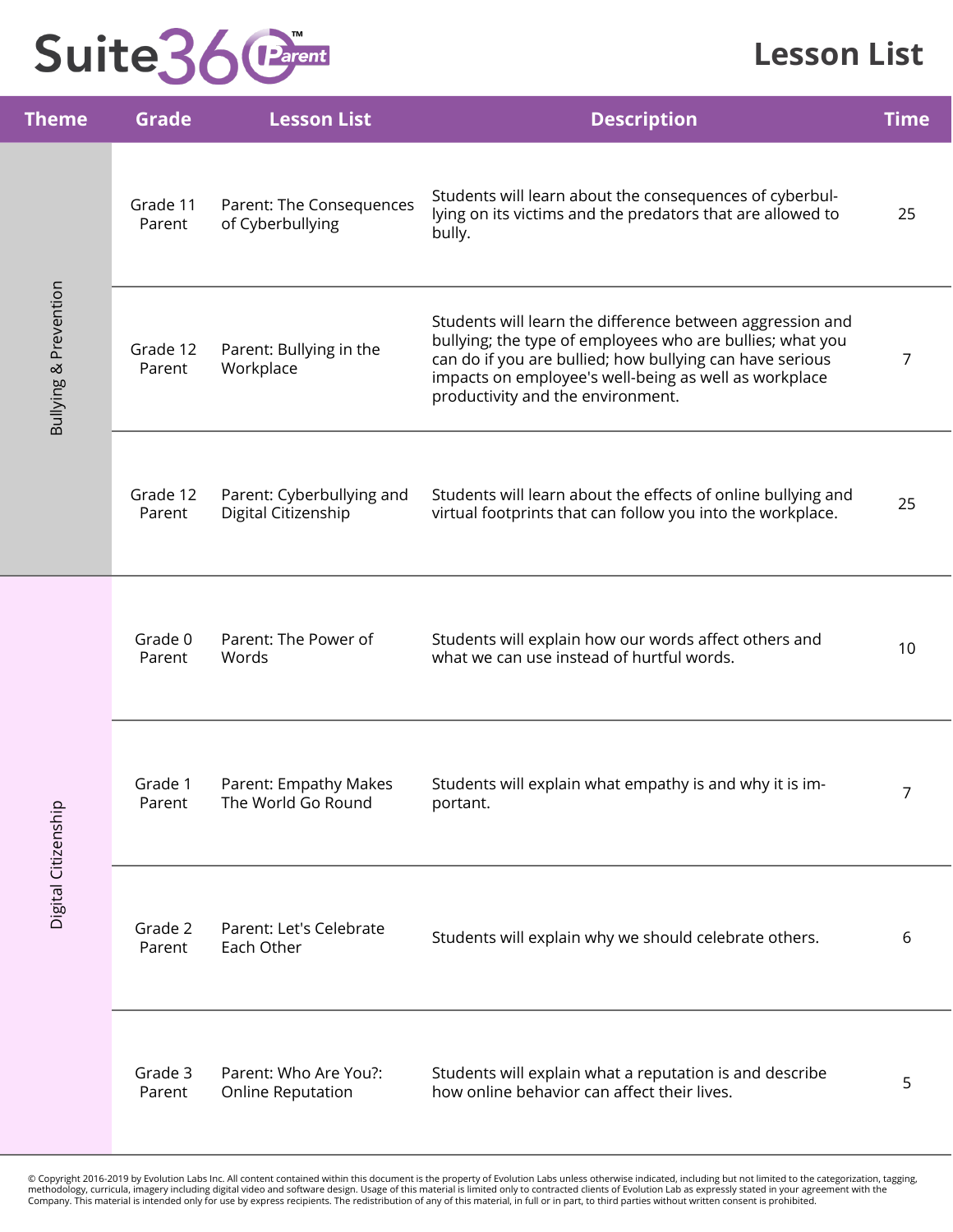# Suite360 Parent

## Lesson List

| Theme | Grade | Lesson List | Description | Time |
|---|---|---|---|---|
| Bullying & Prevention | Grade 11 Parent | Parent: The Consequences of Cyberbullying | Students will learn about the consequences of cyberbullying on its victims and the predators that are allowed to bully. | 25 |
| | Grade 12 Parent | Parent: Bullying in the Workplace | Students will learn the difference between aggression and bullying; the type of employees who are bullies; what you can do if you are bullied; how bullying can have serious impacts on employee's well-being as well as workplace productivity and the environment. | 7 |
| | Grade 12 Parent | Parent: Cyberbullying and Digital Citizenship | Students will learn about the effects of online bullying and virtual footprints that can follow you into the workplace. | 25 |
| Digital Citizenship | Grade 0 Parent | Parent: The Power of Words | Students will explain how our words affect others and what we can use instead of hurtful words. | 10 |
| | Grade 1 Parent | Parent: Empathy Makes The World Go Round | Students will explain what empathy is and why it is important. | 7 |
| | Grade 2 Parent | Parent: Let's Celebrate Each Other | Students will explain why we should celebrate others. | 6 |
| | Grade 3 Parent | Parent: Who Are You?: Online Reputation | Students will explain what a reputation is and describe how online behavior can affect their lives. | 5 |

© Copyright 2016-2019 by Evolution Labs Inc. All content contained within this document is the property of Evolution Labs unless otherwise indicated, including but not limited to the categorization, tagging, methodology, curricula, imagery including digital video and software design. Usage of this material is limited only to contracted clients of Evolution Lab as expressly stated in your agreement with the Company. This material is intended only for use by express recipients. The redistribution of any of this material, in full or in part, to third parties without written consent is prohibited.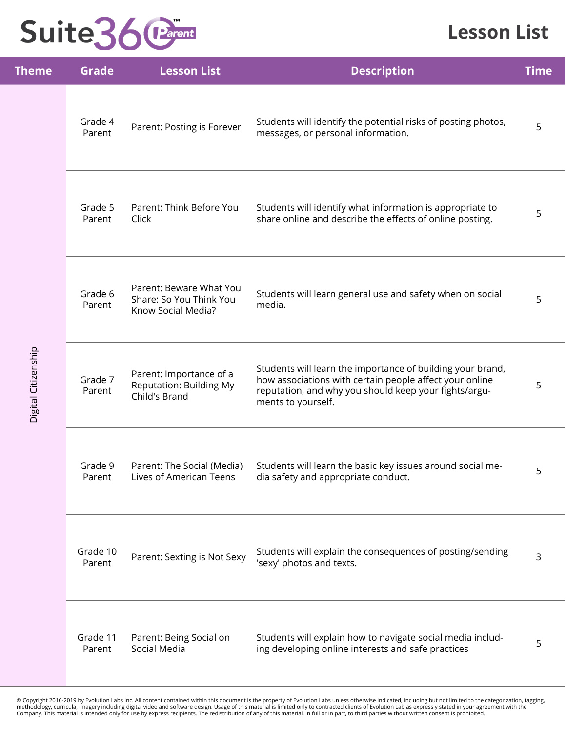# Suite360 Parent

## Lesson List

| Theme | Grade | Lesson List | Description | Time |
|---|---|---|---|---|
| Digital Citizenship | Grade 4 Parent | Parent: Posting is Forever | Students will identify the potential risks of posting photos, messages, or personal information. | 5 |
| | Grade 5 Parent | Parent: Think Before You Click | Students will identify what information is appropriate to share online and describe the effects of online posting. | 5 |
| | Grade 6 Parent | Parent: Beware What You Share: So You Think You Know Social Media? | Students will learn general use and safety when on social media. | 5 |
| | Grade 7 Parent | Parent: Importance of a Reputation: Building My Child's Brand | Students will learn the importance of building your brand, how associations with certain people affect your online reputation, and why you should keep your fights/arguments to yourself. | 5 |
| | Grade 9 Parent | Parent: The Social (Media) Lives of American Teens | Students will learn the basic key issues around social media safety and appropriate conduct. | 5 |
| | Grade 10 Parent | Parent: Sexting is Not Sexy | Students will explain the consequences of posting/sending 'sexy' photos and texts. | 3 |
| | Grade 11 Parent | Parent: Being Social on Social Media | Students will explain how to navigate social media including developing online interests and safe practices | 5 |

© Copyright 2016-2019 by Evolution Labs Inc. All content contained within this document is the property of Evolution Labs unless otherwise indicated, including but not limited to the categorization, tagging, methodology, curricula, imagery including digital video and software design. Usage of this material is limited only to contracted clients of Evolution Lab as expressly stated in your agreement with the Company. This material is intended only for use by express recipients. The redistribution of any of this material, in full or in part, to third parties without written consent is prohibited.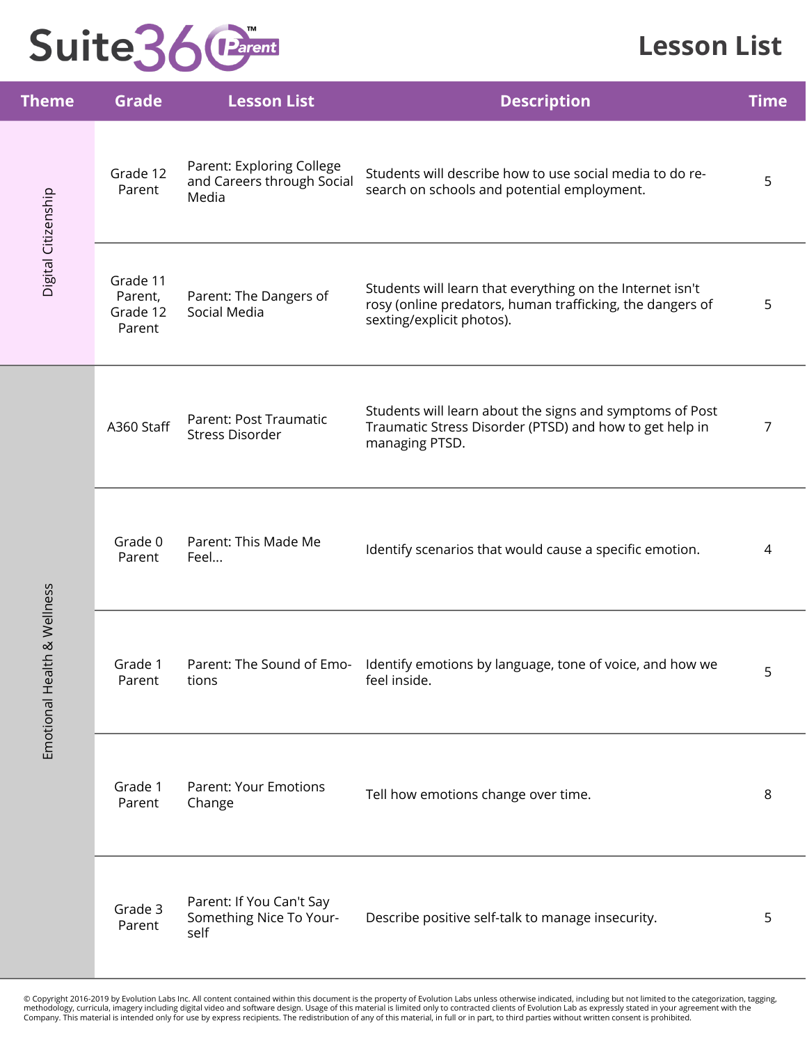# Suite360 Parent Lesson List

| Theme | Grade | Lesson List | Description | Time |
|---|---|---|---|---|
| Digital Citizenship | Grade 12 Parent | Parent: Exploring College and Careers through Social Media | Students will describe how to use social media to do research on schools and potential employment. | 5 |
| Digital Citizenship | Grade 11 Parent, Grade 12 Parent | Parent: The Dangers of Social Media | Students will learn that everything on the Internet isn't rosy (online predators, human trafficking, the dangers of sexting/explicit photos). | 5 |
| Emotional Health & Wellness | A360 Staff | Parent: Post Traumatic Stress Disorder | Students will learn about the signs and symptoms of Post Traumatic Stress Disorder (PTSD) and how to get help in managing PTSD. | 7 |
| Emotional Health & Wellness | Grade 0 Parent | Parent: This Made Me Feel... | Identify scenarios that would cause a specific emotion. | 4 |
| Emotional Health & Wellness | Grade 1 Parent | Parent: The Sound of Emotions | Identify emotions by language, tone of voice, and how we feel inside. | 5 |
| Emotional Health & Wellness | Grade 1 Parent | Parent: Your Emotions Change | Tell how emotions change over time. | 8 |
| Emotional Health & Wellness | Grade 3 Parent | Parent: If You Can't Say Something Nice To Yourself | Describe positive self-talk to manage insecurity. | 5 |

© Copyright 2016-2019 by Evolution Labs Inc. All content contained within this document is the property of Evolution Labs unless otherwise indicated, including but not limited to the categorization, tagging, methodology, curricula, imagery including digital video and software design. Usage of this material is limited only to contracted clients of Evolution Lab as expressly stated in your agreement with the Company. This material is intended only for use by express recipients. The redistribution of any of this material, in full or in part, to third parties without written consent is prohibited.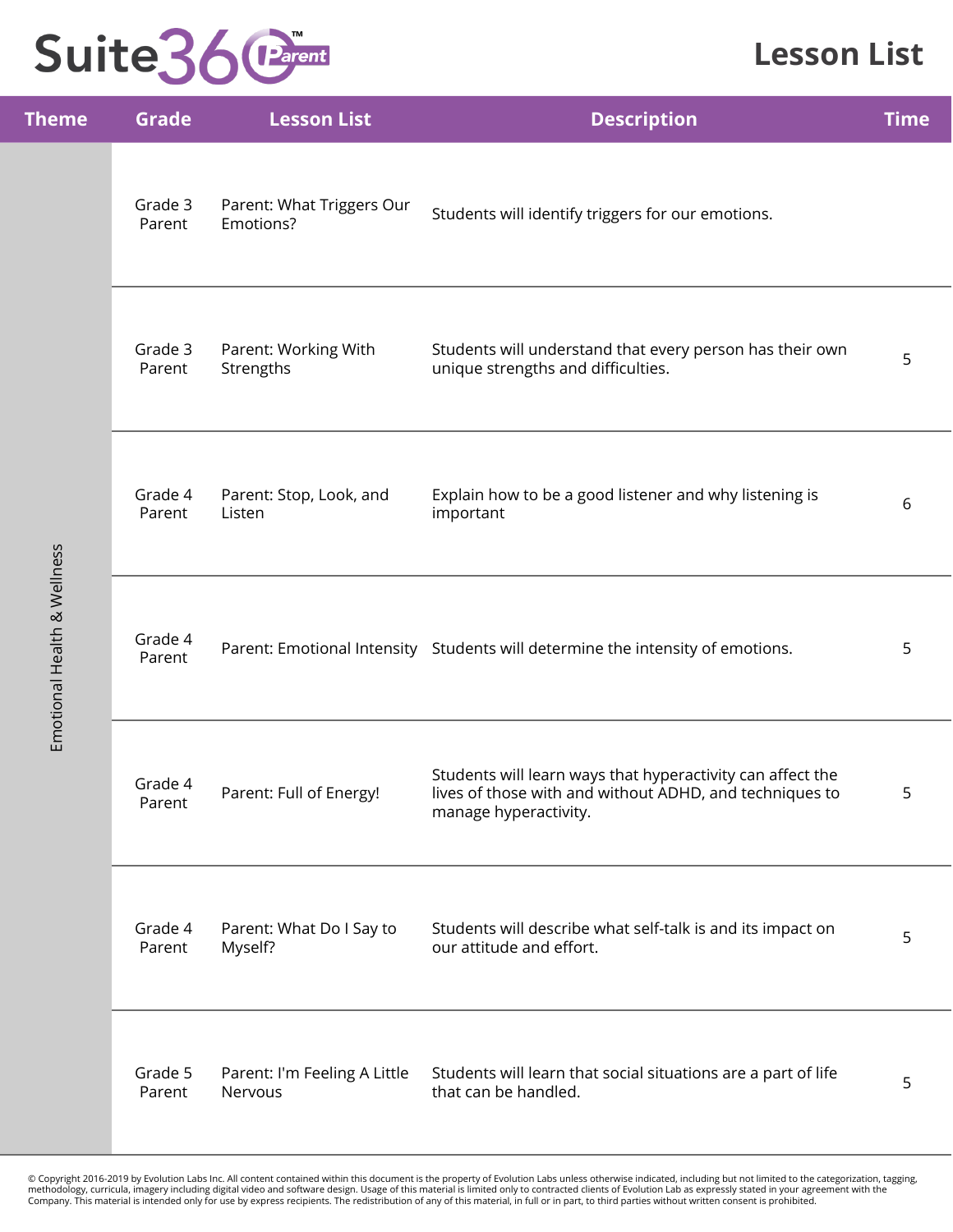# Suite360 Parent

## Lesson List

| Theme | Grade | Lesson List | Description | Time |
|---|---|---|---|---|
| Emotional Health & Wellness | Grade 3 Parent | Parent: What Triggers Our Emotions? | Students will identify triggers for our emotions. | |
| | Grade 3 Parent | Parent: Working With Strengths | Students will understand that every person has their own unique strengths and difficulties. | 5 |
| | Grade 4 Parent | Parent: Stop, Look, and Listen | Explain how to be a good listener and why listening is important | 6 |
| | Grade 4 Parent | Parent: Emotional Intensity | Students will determine the intensity of emotions. | 5 |
| | Grade 4 Parent | Parent: Full of Energy! | Students will learn ways that hyperactivity can affect the lives of those with and without ADHD, and techniques to manage hyperactivity. | 5 |
| | Grade 4 Parent | Parent: What Do I Say to Myself? | Students will describe what self-talk is and its impact on our attitude and effort. | 5 |
| | Grade 5 Parent | Parent: I'm Feeling A Little Nervous | Students will learn that social situations are a part of life that can be handled. | 5 |

© Copyright 2016-2019 by Evolution Labs Inc. All content contained within this document is the property of Evolution Labs unless otherwise indicated, including but not limited to the categorization, tagging, methodology, curricula, imagery including digital video and software design. Usage of this material is limited only to contracted clients of Evolution Lab as expressly stated in your agreement with the Company. This material is intended only for use by express recipients. The redistribution of any of this material, in full or in part, to third parties without written consent is prohibited.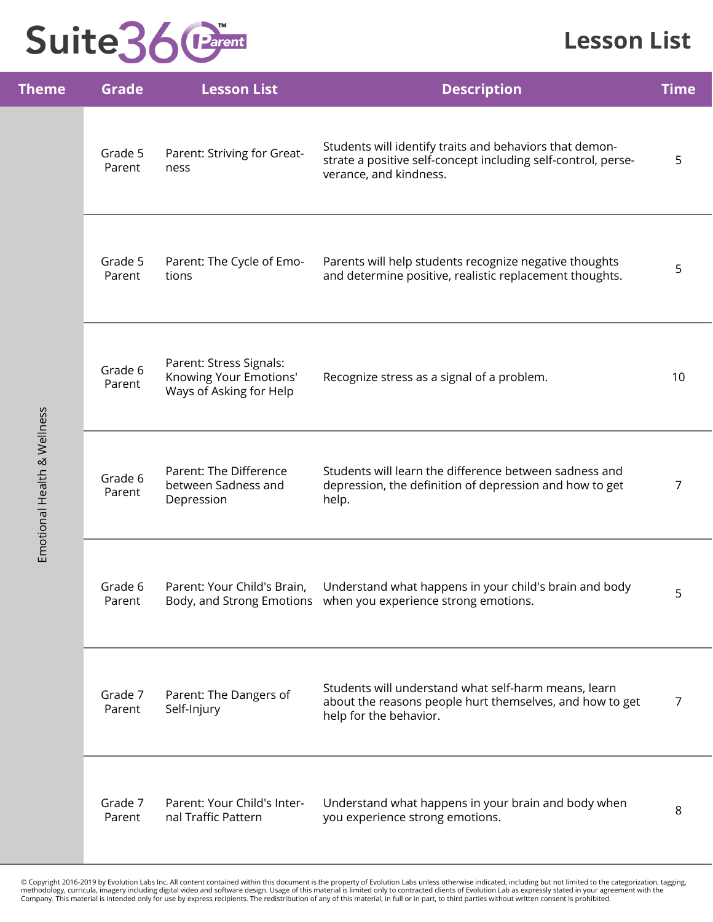# Suite360 Parent

## Lesson List

| Theme | Grade | Lesson List | Description | Time |
|---|---|---|---|---|
| Emotional Health & Wellness | Grade 5 Parent | Parent: Striving for Greatness | Students will identify traits and behaviors that demonstrate a positive self-concept including self-control, perseverance, and kindness. | 5 |
| | Grade 5 Parent | Parent: The Cycle of Emotions | Parents will help students recognize negative thoughts and determine positive, realistic replacement thoughts. | 5 |
| | Grade 6 Parent | Parent: Stress Signals: Knowing Your Emotions' Ways of Asking for Help | Recognize stress as a signal of a problem. | 10 |
| | Grade 6 Parent | Parent: The Difference between Sadness and Depression | Students will learn the difference between sadness and depression, the definition of depression and how to get help. | 7 |
| | Grade 6 Parent | Parent: Your Child's Brain, Body, and Strong Emotions | Understand what happens in your child's brain and body when you experience strong emotions. | 5 |
| | Grade 7 Parent | Parent: The Dangers of Self-Injury | Students will understand what self-harm means, learn about the reasons people hurt themselves, and how to get help for the behavior. | 7 |
| | Grade 7 Parent | Parent: Your Child's Internal Traffic Pattern | Understand what happens in your brain and body when you experience strong emotions. | 8 |

© Copyright 2016-2019 by Evolution Labs Inc. All content contained within this document is the property of Evolution Labs unless otherwise indicated, including but not limited to the categorization, tagging, methodology, curricula, imagery including digital video and software design. Usage of this material is limited only to contracted clients of Evolution Lab as expressly stated in your agreement with the Company. This material is intended only for use by express recipients. The redistribution of any of this material, in full or in part, to third parties without written consent is prohibited.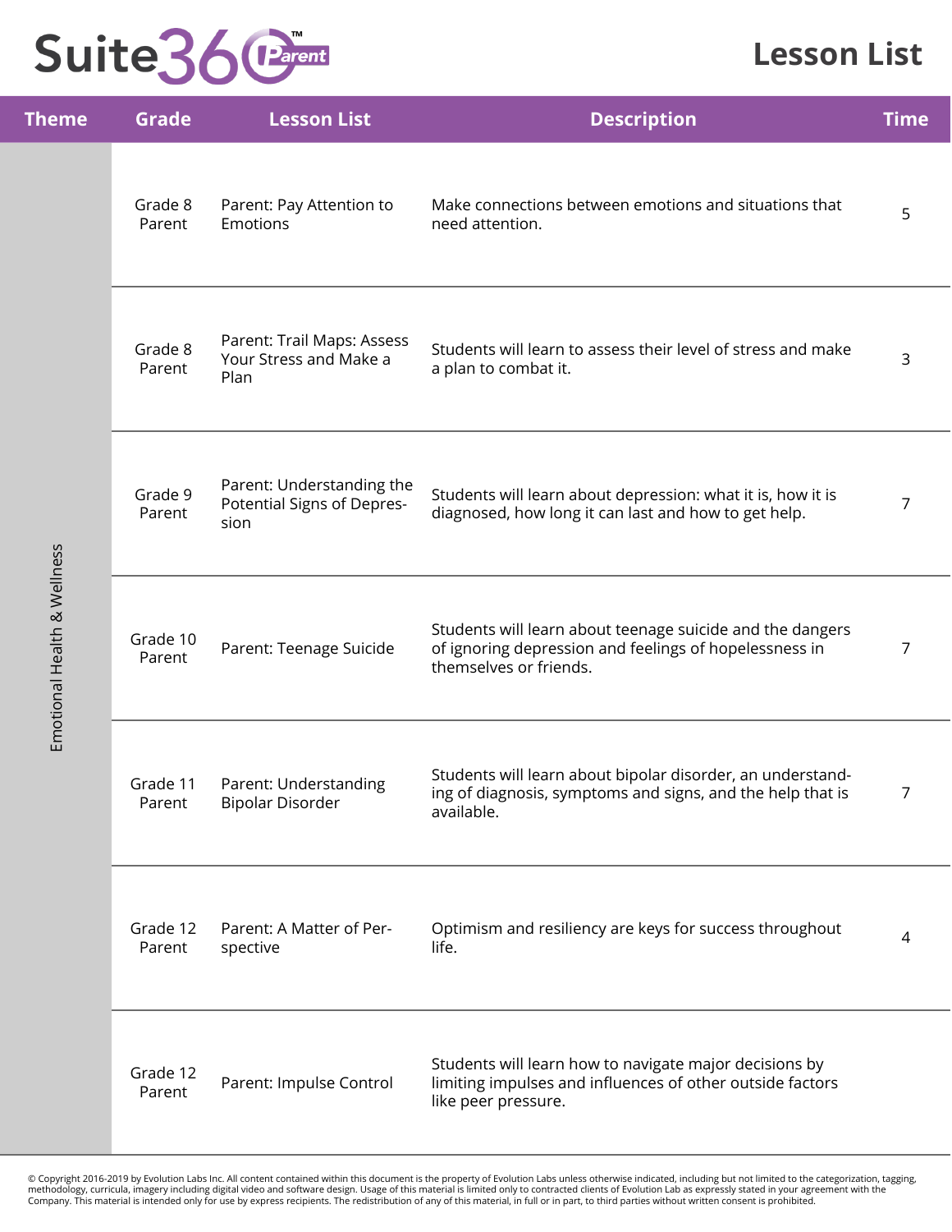# Suite360 Parent

## Lesson List

| Theme | Grade | Lesson List | Description | Time |
|---|---|---|---|---|
| Emotional Health & Wellness | Grade 8 Parent | Parent: Pay Attention to Emotions | Make connections between emotions and situations that need attention. | 5 |
| | Grade 8 Parent | Parent: Trail Maps: Assess Your Stress and Make a Plan | Students will learn to assess their level of stress and make a plan to combat it. | 3 |
| | Grade 9 Parent | Parent: Understanding the Potential Signs of Depression | Students will learn about depression: what it is, how it is diagnosed, how long it can last and how to get help. | 7 |
| | Grade 10 Parent | Parent: Teenage Suicide | Students will learn about teenage suicide and the dangers of ignoring depression and feelings of hopelessness in themselves or friends. | 7 |
| | Grade 11 Parent | Parent: Understanding Bipolar Disorder | Students will learn about bipolar disorder, an understanding of diagnosis, symptoms and signs, and the help that is available. | 7 |
| | Grade 12 Parent | Parent: A Matter of Perspective | Optimism and resiliency are keys for success throughout life. | 4 |
| | Grade 12 Parent | Parent: Impulse Control | Students will learn how to navigate major decisions by limiting impulses and influences of other outside factors like peer pressure. | |

© Copyright 2016-2019 by Evolution Labs Inc. All content contained within this document is the property of Evolution Labs unless otherwise indicated, including but not limited to the categorization, tagging, methodology, curricula, imagery including digital video and software design. Usage of this material is limited only to contracted clients of Evolution Lab as expressly stated in your agreement with the Company. This material is intended only for use by express recipients. The redistribution of any of this material, in full or in part, to third parties without written consent is prohibited.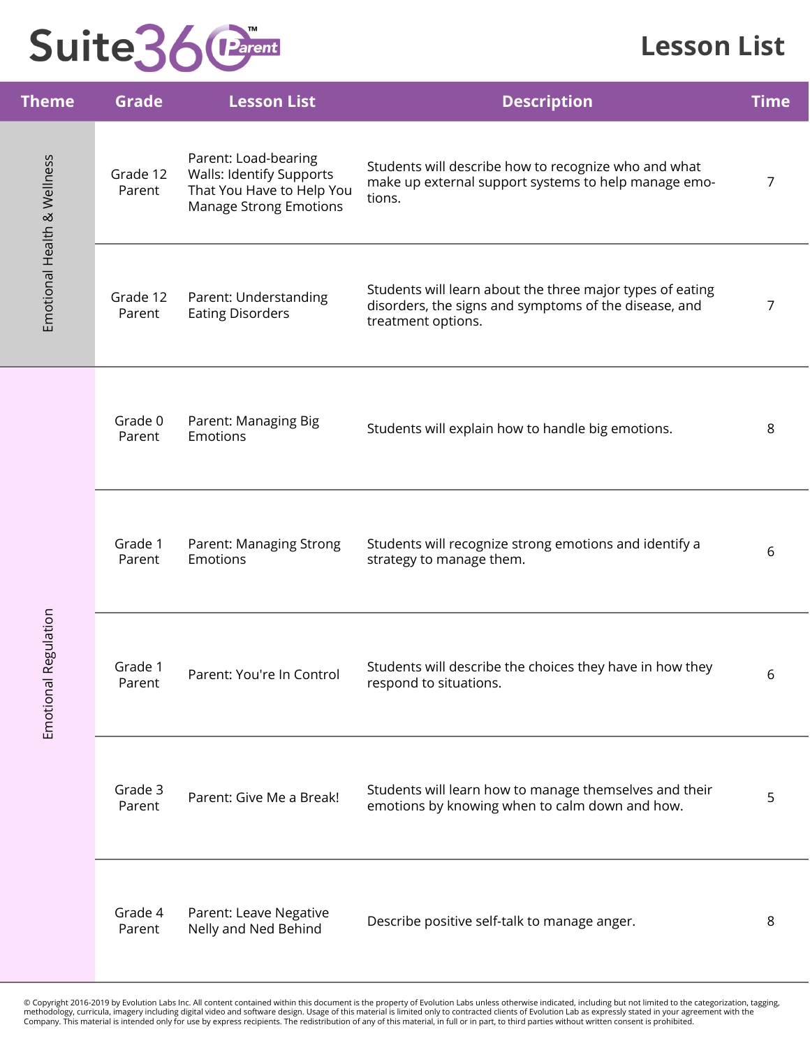# Suite360 Parent

## Lesson List

| Theme | Grade | Lesson List | Description | Time |
|---|---|---|---|---|
| Emotional Health & Wellness | Grade 12 Parent | Parent: Load-bearing Walls: Identify Supports That You Have to Help You Manage Strong Emotions | Students will describe how to recognize who and what make up external support systems to help manage emotions. | 7 |
| Emotional Health & Wellness | Grade 12 Parent | Parent: Understanding Eating Disorders | Students will learn about the three major types of eating disorders, the signs and symptoms of the disease, and treatment options. | 7 |
| Emotional Regulation | Grade 0 Parent | Parent: Managing Big Emotions | Students will explain how to handle big emotions. | 8 |
| Emotional Regulation | Grade 1 Parent | Parent: Managing Strong Emotions | Students will recognize strong emotions and identify a strategy to manage them. | 6 |
| Emotional Regulation | Grade 1 Parent | Parent: You're In Control | Students will describe the choices they have in how they respond to situations. | 6 |
| Emotional Regulation | Grade 3 Parent | Parent: Give Me a Break! | Students will learn how to manage themselves and their emotions by knowing when to calm down and how. | 5 |
| Emotional Regulation | Grade 4 Parent | Parent: Leave Negative Nelly and Ned Behind | Describe positive self-talk to manage anger. | 8 |

© Copyright 2016-2019 by Evolution Labs Inc. All content contained within this document is the property of Evolution Labs unless otherwise indicated, including but not limited to the categorization, tagging, methodology, curricula, imagery including digital video and software design. Usage of this material is limited only to contracted clients of Evolution Lab as expressly stated in your agreement with the Company. This material is intended only for use by express recipients. The redistribution of any of this material, in full or in part, to third parties without written consent is prohibited.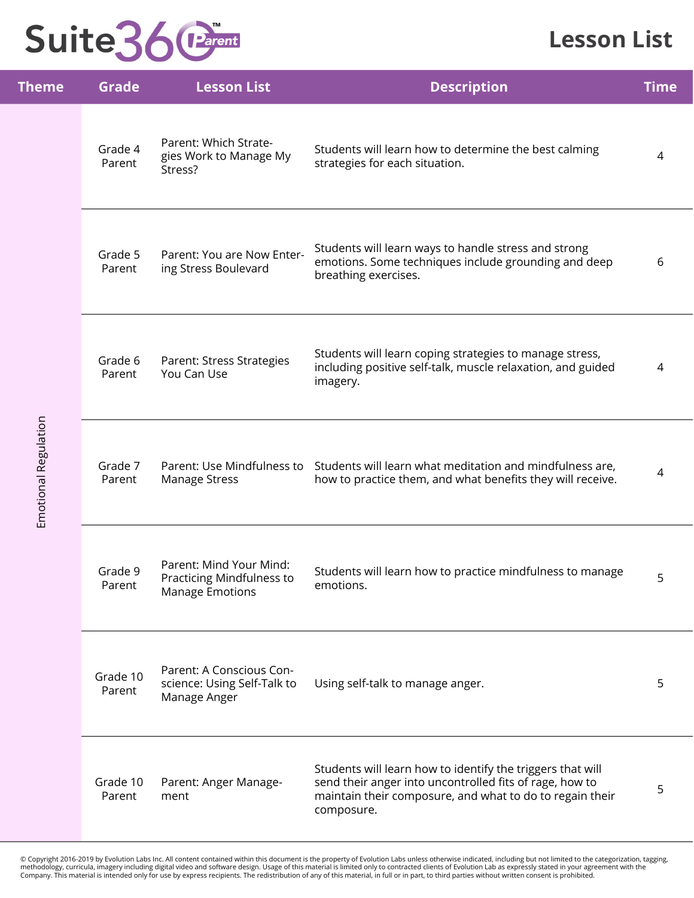# Suite360 Parent

## Lesson List

| Theme | Grade | Lesson List | Description | Time |
|---|---|---|---|---|
| Emotional Regulation | Grade 4 Parent | Parent: Which Strategies Work to Manage My Stress? | Students will learn how to determine the best calming strategies for each situation. | 4 |
| | Grade 5 Parent | Parent: You are Now Entering Stress Boulevard | Students will learn ways to handle stress and strong emotions. Some techniques include grounding and deep breathing exercises. | 6 |
| | Grade 6 Parent | Parent: Stress Strategies You Can Use | Students will learn coping strategies to manage stress, including positive self-talk, muscle relaxation, and guided imagery. | 4 |
| | Grade 7 Parent | Parent: Use Mindfulness to Manage Stress | Students will learn what meditation and mindfulness are, how to practice them, and what benefits they will receive. | 4 |
| | Grade 9 Parent | Parent: Mind Your Mind: Practicing Mindfulness to Manage Emotions | Students will learn how to practice mindfulness to manage emotions. | 5 |
| | Grade 10 Parent | Parent: A Conscious Conscience: Using Self-Talk to Manage Anger | Using self-talk to manage anger. | 5 |
| | Grade 10 Parent | Parent: Anger Management | Students will learn how to identify the triggers that will send their anger into uncontrolled fits of rage, how to maintain their composure, and what to do to regain their composure. | 5 |

© Copyright 2016-2019 by Evolution Labs Inc. All content contained within this document is the property of Evolution Labs unless otherwise indicated, including but not limited to the categorization, tagging, methodology, curricula, imagery including digital video and software design. Usage of this material is limited only to contracted clients of Evolution Lab as expressly stated in your agreement with the Company. This material is intended only for use by express recipients. The redistribution of any of this material, in full or in part, to third parties without written consent is prohibited.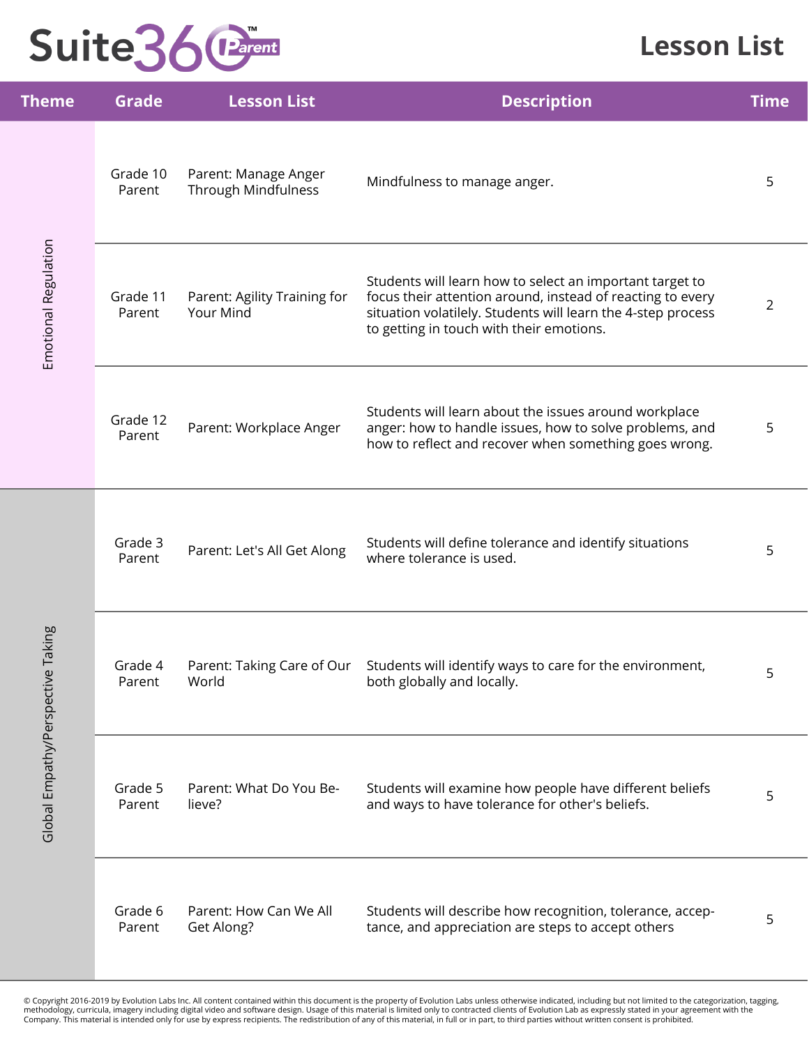# Suite360 Parent

## Lesson List

| Theme | Grade | Lesson List | Description | Time |
|---|---|---|---|---|
| Emotional Regulation | Grade 10 Parent | Parent: Manage Anger Through Mindfulness | Mindfulness to manage anger. | 5 |
| Emotional Regulation | Grade 11 Parent | Parent: Agility Training for Your Mind | Students will learn how to select an important target to focus their attention around, instead of reacting to every situation volatilely. Students will learn the 4-step process to getting in touch with their emotions. | 2 |
| Emotional Regulation | Grade 12 Parent | Parent: Workplace Anger | Students will learn about the issues around workplace anger: how to handle issues, how to solve problems, and how to reflect and recover when something goes wrong. | 5 |
| Global Empathy/Perspective Taking | Grade 3 Parent | Parent: Let's All Get Along | Students will define tolerance and identify situations where tolerance is used. | 5 |
| Global Empathy/Perspective Taking | Grade 4 Parent | Parent: Taking Care of Our World | Students will identify ways to care for the environment, both globally and locally. | 5 |
| Global Empathy/Perspective Taking | Grade 5 Parent | Parent: What Do You Believe? | Students will examine how people have different beliefs and ways to have tolerance for other's beliefs. | 5 |
| Global Empathy/Perspective Taking | Grade 6 Parent | Parent: How Can We All Get Along? | Students will describe how recognition, tolerance, acceptance, and appreciation are steps to accept others | 5 |

© Copyright 2016-2019 by Evolution Labs Inc. All content contained within this document is the property of Evolution Labs unless otherwise indicated, including but not limited to the categorization, tagging, methodology, curricula, imagery including digital video and software design. Usage of this material is limited only to contracted clients of Evolution Lab as expressly stated in your agreement with the Company. This material is intended only for use by express recipients. The redistribution of any of this material, in full or in part, to third parties without written consent is prohibited.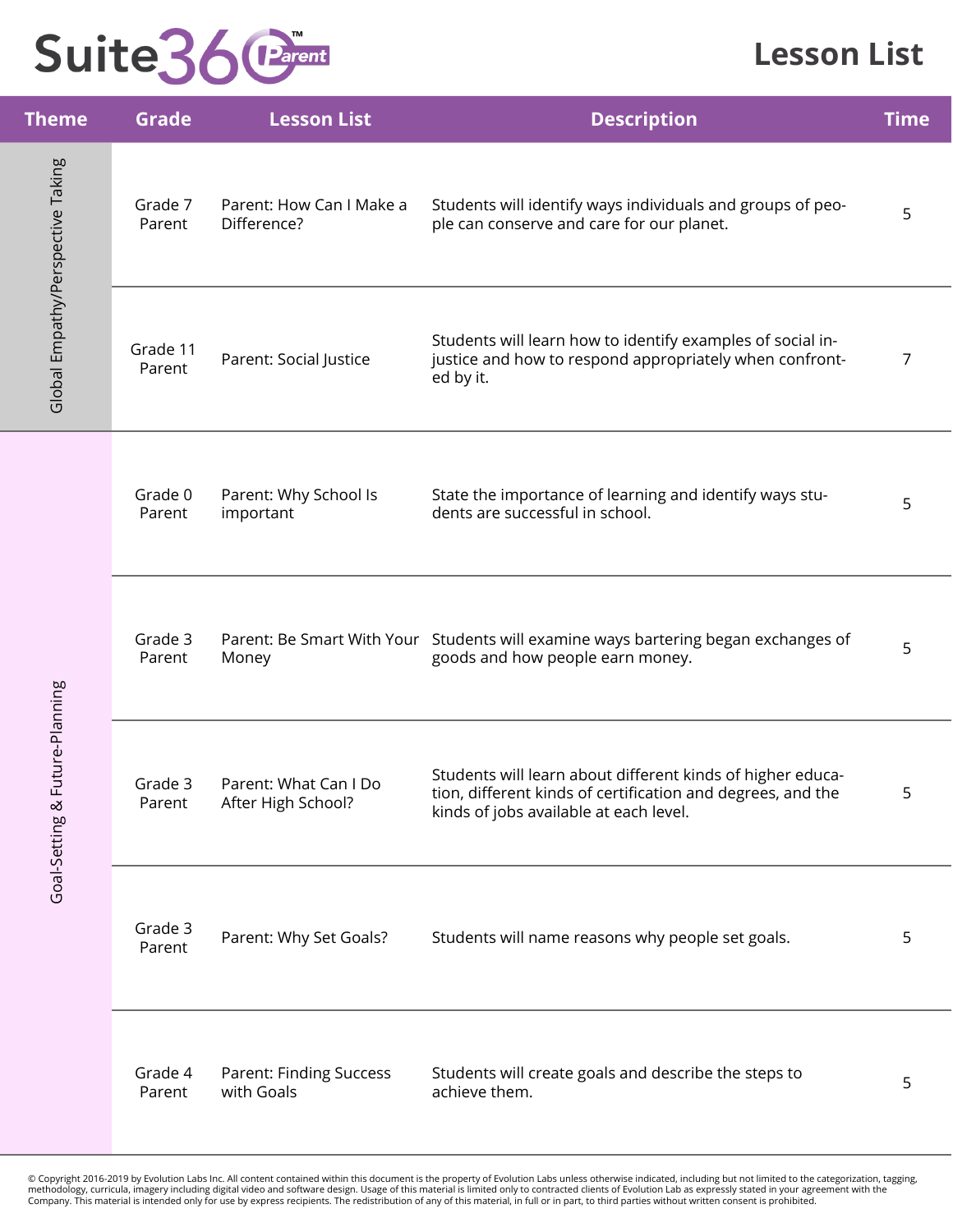# Suite360 Parent

## Lesson List

| Theme | Grade | Lesson List | Description | Time |
|---|---|---|---|---|
| Global Empathy/Perspective Taking | Grade 7 Parent | Parent: How Can I Make a Difference? | Students will identify ways individuals and groups of people can conserve and care for our planet. | 5 |
| | Grade 11 Parent | Parent: Social Justice | Students will learn how to identify examples of social injustice and how to respond appropriately when confronted by it. | 7 |
| Goal-Setting & Future-Planning | Grade 0 Parent | Parent: Why School Is important | State the importance of learning and identify ways students are successful in school. | 5 |
| | Grade 3 Parent | Parent: Be Smart With Your Money | Students will examine ways bartering began exchanges of goods and how people earn money. | 5 |
| | Grade 3 Parent | Parent: What Can I Do After High School? | Students will learn about different kinds of higher education, different kinds of certification and degrees, and the kinds of jobs available at each level. | 5 |
| | Grade 3 Parent | Parent: Why Set Goals? | Students will name reasons why people set goals. | 5 |
| | Grade 4 Parent | Parent: Finding Success with Goals | Students will create goals and describe the steps to achieve them. | 5 |

© Copyright 2016-2019 by Evolution Labs Inc. All content contained within this document is the property of Evolution Labs unless otherwise indicated, including but not limited to the categorization, tagging, methodology, curricula, imagery including digital video and software design. Usage of this material is limited only to contracted clients of Evolution Lab as expressly stated in your agreement with the Company. This material is intended only for use by express recipients. The redistribution of any of this material, in full or in part, to third parties without written consent is prohibited.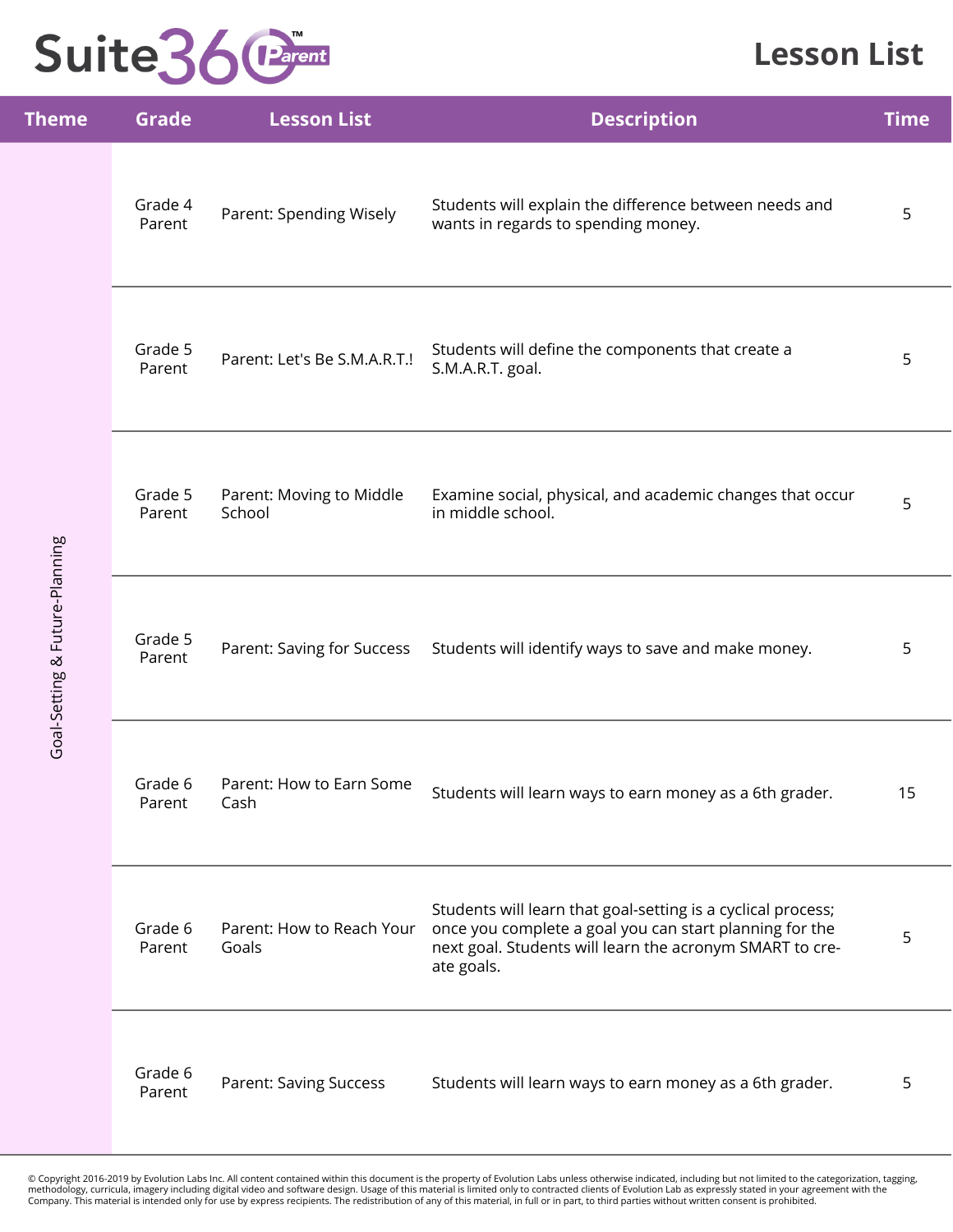# Suite360 Parent

## Lesson List

| Theme | Grade | Lesson List | Description | Time |
|---|---|---|---|---|
| Goal-Setting & Future-Planning | Grade 4 Parent | Parent: Spending Wisely | Students will explain the difference between needs and wants in regards to spending money. | 5 |
| | Grade 5 Parent | Parent: Let's Be S.M.A.R.T.! | Students will define the components that create a S.M.A.R.T. goal. | 5 |
| | Grade 5 Parent | Parent: Moving to Middle School | Examine social, physical, and academic changes that occur in middle school. | 5 |
| | Grade 5 Parent | Parent: Saving for Success | Students will identify ways to save and make money. | 5 |
| | Grade 6 Parent | Parent: How to Earn Some Cash | Students will learn ways to earn money as a 6th grader. | 15 |
| | Grade 6 Parent | Parent: How to Reach Your Goals | Students will learn that goal-setting is a cyclical process; once you complete a goal you can start planning for the next goal. Students will learn the acronym SMART to create goals. | 5 |
| | Grade 6 Parent | Parent: Saving Success | Students will learn ways to earn money as a 6th grader. | 5 |

© Copyright 2016-2019 by Evolution Labs Inc. All content contained within this document is the property of Evolution Labs unless otherwise indicated, including but not limited to the categorization, tagging, methodology, curricula, imagery including digital video and software design. Usage of this material is limited only to contracted clients of Evolution Lab as expressly stated in your agreement with the Company. This material is intended only for use by express recipients. The redistribution of any of this material, in full or in part, to third parties without written consent is prohibited.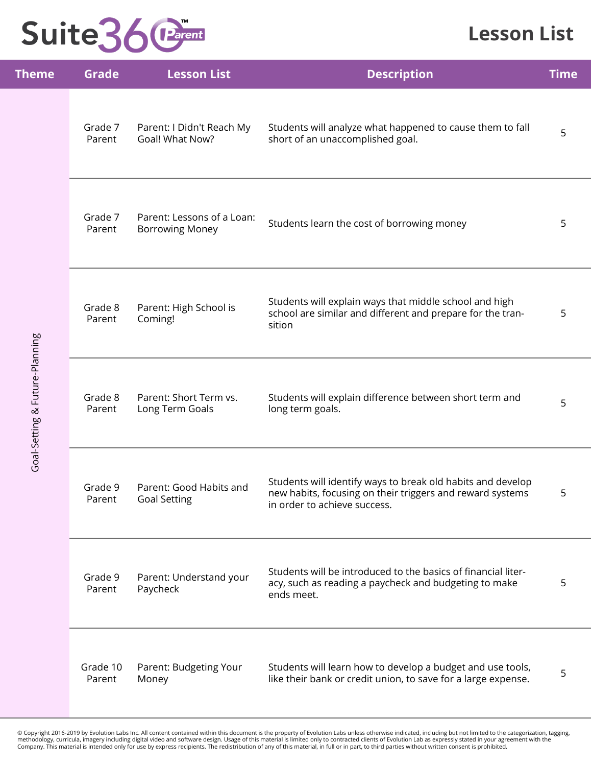# Suite360 Parent

## Lesson List

| Theme | Grade | Lesson List | Description | Time |
|---|---|---|---|---|
| Goal-Setting & Future-Planning | Grade 7 Parent | Parent: I Didn't Reach My Goal! What Now? | Students will analyze what happened to cause them to fall short of an unaccomplished goal. | 5 |
| | Grade 7 Parent | Parent: Lessons of a Loan: Borrowing Money | Students learn the cost of borrowing money | 5 |
| | Grade 8 Parent | Parent: High School is Coming! | Students will explain ways that middle school and high school are similar and different and prepare for the transition | 5 |
| | Grade 8 Parent | Parent: Short Term vs. Long Term Goals | Students will explain difference between short term and long term goals. | 5 |
| | Grade 9 Parent | Parent: Good Habits and Goal Setting | Students will identify ways to break old habits and develop new habits, focusing on their triggers and reward systems in order to achieve success. | 5 |
| | Grade 9 Parent | Parent: Understand your Paycheck | Students will be introduced to the basics of financial literacy, such as reading a paycheck and budgeting to make ends meet. | 5 |
| | Grade 10 Parent | Parent: Budgeting Your Money | Students will learn how to develop a budget and use tools, like their bank or credit union, to save for a large expense. | 5 |

© Copyright 2016-2019 by Evolution Labs Inc. All content contained within this document is the property of Evolution Labs unless otherwise indicated, including but not limited to the categorization, tagging, methodology, curricula, imagery including digital video and software design. Usage of this material is limited only to contracted clients of Evolution Lab as expressly stated in your agreement with the Company. This material is intended only for use by express recipients. The redistribution of any of this material, in full or in part, to third parties without written consent is prohibited.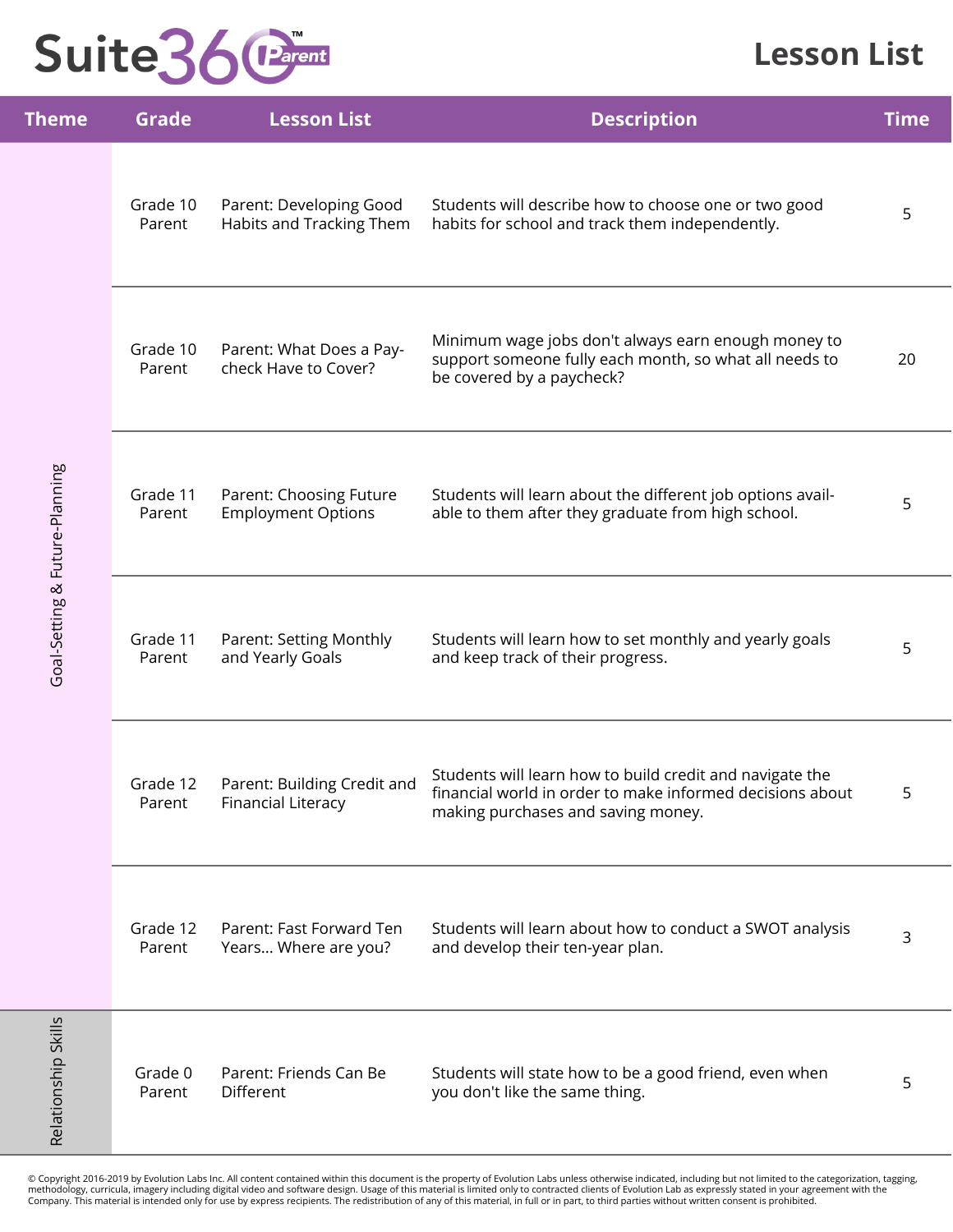# Suite360 Parent

## Lesson List

| Theme | Grade | Lesson List | Description | Time |
|---|---|---|---|---|
| Goal-Setting & Future-Planning | Grade 10 Parent | Parent: Developing Good Habits and Tracking Them | Students will describe how to choose one or two good habits for school and track them independently. | 5 |
| | Grade 10 Parent | Parent: What Does a Pay-check Have to Cover? | Minimum wage jobs don't always earn enough money to support someone fully each month, so what all needs to be covered by a paycheck? | 20 |
| | Grade 11 Parent | Parent: Choosing Future Employment Options | Students will learn about the different job options available to them after they graduate from high school. | 5 |
| | Grade 11 Parent | Parent: Setting Monthly and Yearly Goals | Students will learn how to set monthly and yearly goals and keep track of their progress. | 5 |
| | Grade 12 Parent | Parent: Building Credit and Financial Literacy | Students will learn how to build credit and navigate the financial world in order to make informed decisions about making purchases and saving money. | 5 |
| | Grade 12 Parent | Parent: Fast Forward Ten Years... Where are you? | Students will learn about how to conduct a SWOT analysis and develop their ten-year plan. | 3 |
| Relationship Skills | Grade 0 Parent | Parent: Friends Can Be Different | Students will state how to be a good friend, even when you don't like the same thing. | 5 |

© Copyright 2016-2019 by Evolution Labs Inc. All content contained within this document is the property of Evolution Labs unless otherwise indicated, including but not limited to the categorization, tagging, methodology, curricula, imagery including digital video and software design. Usage of this material is limited only to contracted clients of Evolution Lab as expressly stated in your agreement with the Company. This material is intended only for use by express recipients. The redistribution of any of this material, in full or in part, to third parties without written consent is prohibited.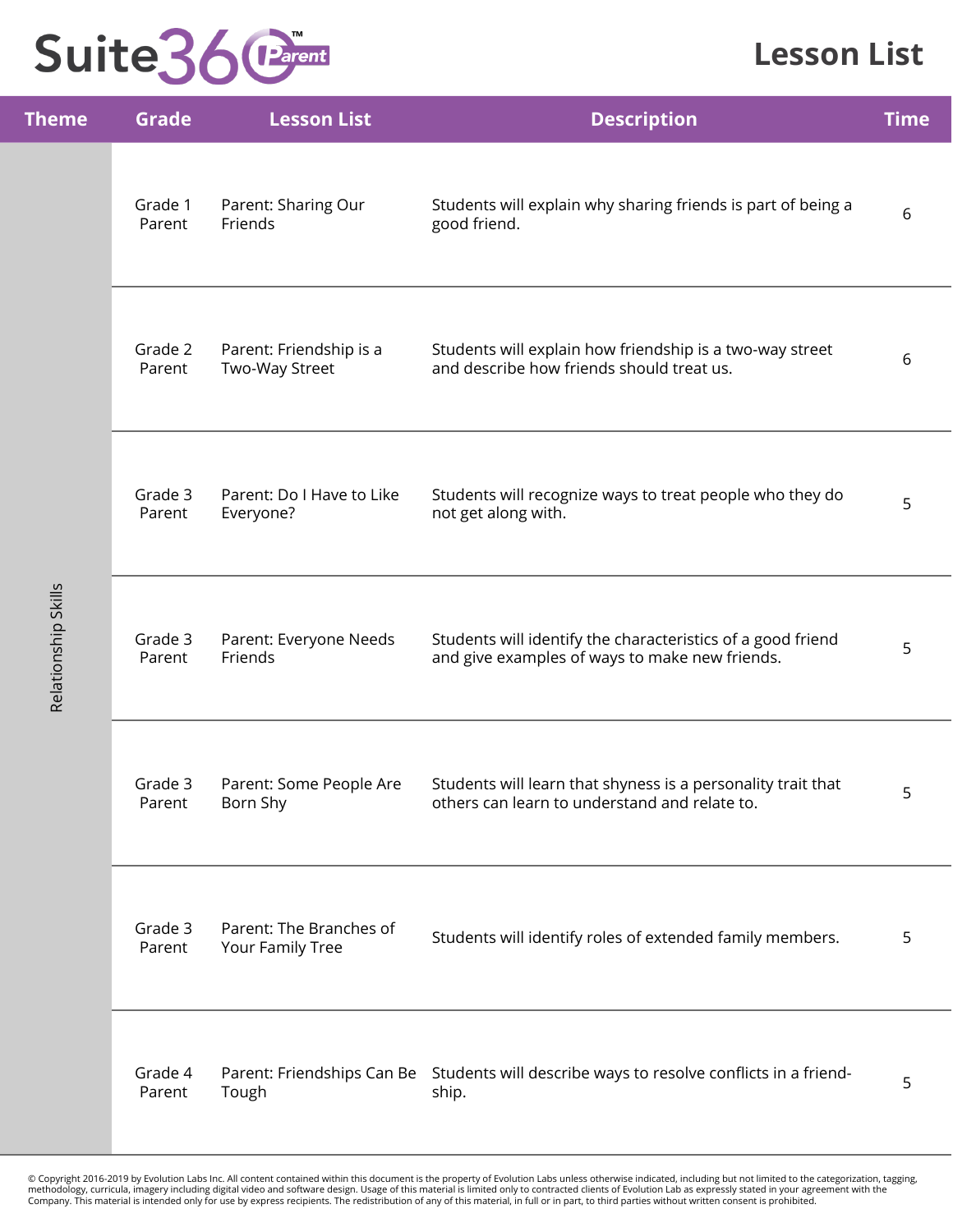# Suite360 Parent

## Lesson List

| Theme | Grade | Lesson List | Description | Time |
|---|---|---|---|---|
| Relationship Skills | Grade 1 Parent | Parent: Sharing Our Friends | Students will explain why sharing friends is part of being a good friend. | 6 |
| | Grade 2 Parent | Parent: Friendship is a Two-Way Street | Students will explain how friendship is a two-way street and describe how friends should treat us. | 6 |
| | Grade 3 Parent | Parent: Do I Have to Like Everyone? | Students will recognize ways to treat people who they do not get along with. | 5 |
| | Grade 3 Parent | Parent: Everyone Needs Friends | Students will identify the characteristics of a good friend and give examples of ways to make new friends. | 5 |
| | Grade 3 Parent | Parent: Some People Are Born Shy | Students will learn that shyness is a personality trait that others can learn to understand and relate to. | 5 |
| | Grade 3 Parent | Parent: The Branches of Your Family Tree | Students will identify roles of extended family members. | 5 |
| | Grade 4 Parent | Parent: Friendships Can Be Tough | Students will describe ways to resolve conflicts in a friend-ship. | 5 |

© Copyright 2016-2019 by Evolution Labs Inc. All content contained within this document is the property of Evolution Labs unless otherwise indicated, including but not limited to the categorization, tagging, methodology, curricula, imagery including digital video and software design. Usage of this material is limited only to contracted clients of Evolution Lab as expressly stated in your agreement with the Company. This material is intended only for use by express recipients. The redistribution of any of this material, in full or in part, to third parties without written consent is prohibited.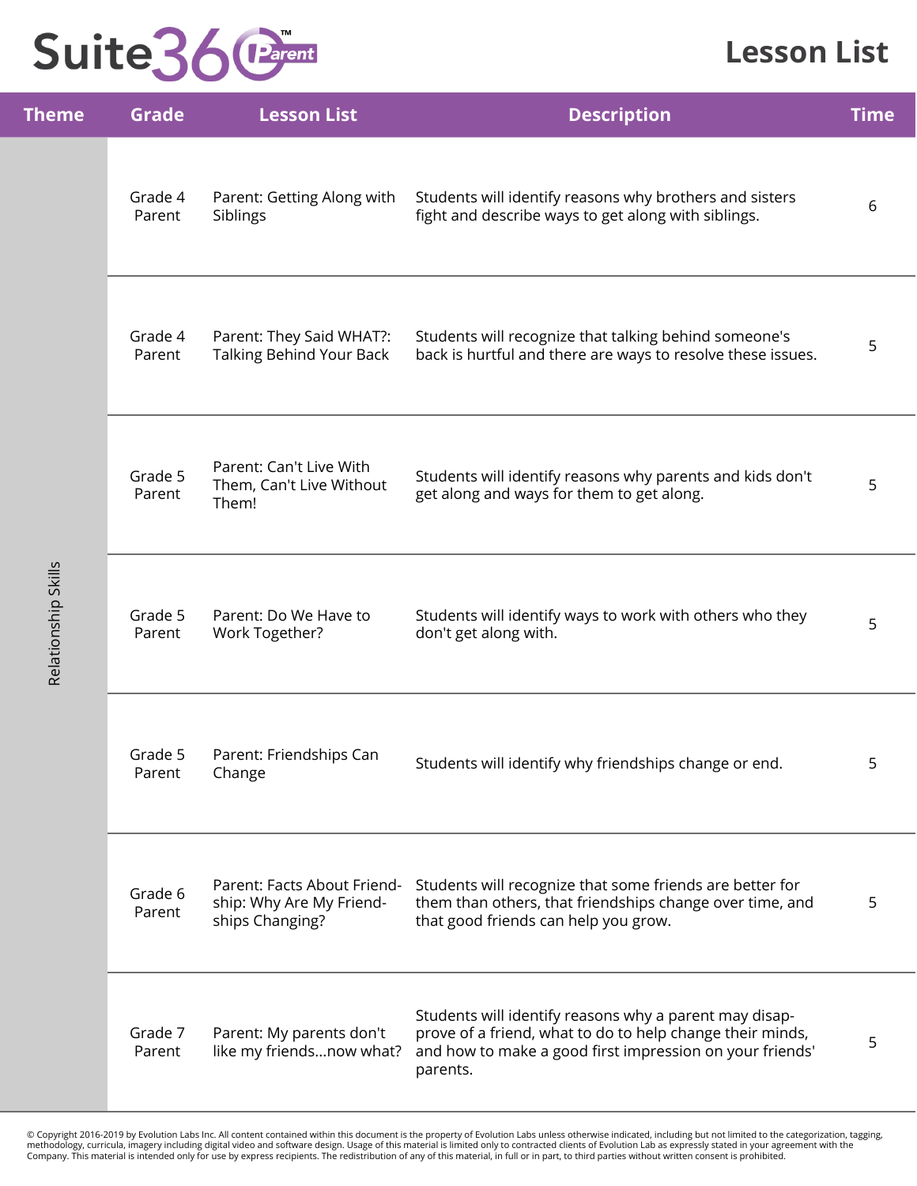# Suite360 Parent

## Lesson List

| Theme | Grade | Lesson List | Description | Time |
|---|---|---|---|---|
| Relationship Skills | Grade 4 Parent | Parent: Getting Along with Siblings | Students will identify reasons why brothers and sisters fight and describe ways to get along with siblings. | 6 |
| | Grade 4 Parent | Parent: They Said WHAT?: Talking Behind Your Back | Students will recognize that talking behind someone's back is hurtful and there are ways to resolve these issues. | 5 |
| | Grade 5 Parent | Parent: Can't Live With Them, Can't Live Without Them! | Students will identify reasons why parents and kids don't get along and ways for them to get along. | 5 |
| | Grade 5 Parent | Parent: Do We Have to Work Together? | Students will identify ways to work with others who they don't get along with. | 5 |
| | Grade 5 Parent | Parent: Friendships Can Change | Students will identify why friendships change or end. | 5 |
| | Grade 6 Parent | Parent: Facts About Friendship: Why Are My Friendships Changing? | Students will recognize that some friends are better for them than others, that friendships change over time, and that good friends can help you grow. | 5 |
| | Grade 7 Parent | Parent: My parents don't like my friends...now what? | Students will identify reasons why a parent may disapprove of a friend, what to do to help change their minds, and how to make a good first impression on your friends' parents. | 5 |

© Copyright 2016-2019 by Evolution Labs Inc. All content contained within this document is the property of Evolution Labs unless otherwise indicated, including but not limited to the categorization, tagging, methodology, curricula, imagery including digital video and software design. Usage of this material is limited only to contracted clients of Evolution Lab as expressly stated in your agreement with the Company. This material is intended only for use by express recipients. The redistribution of any of this material, in full or in part, to third parties without written consent is prohibited.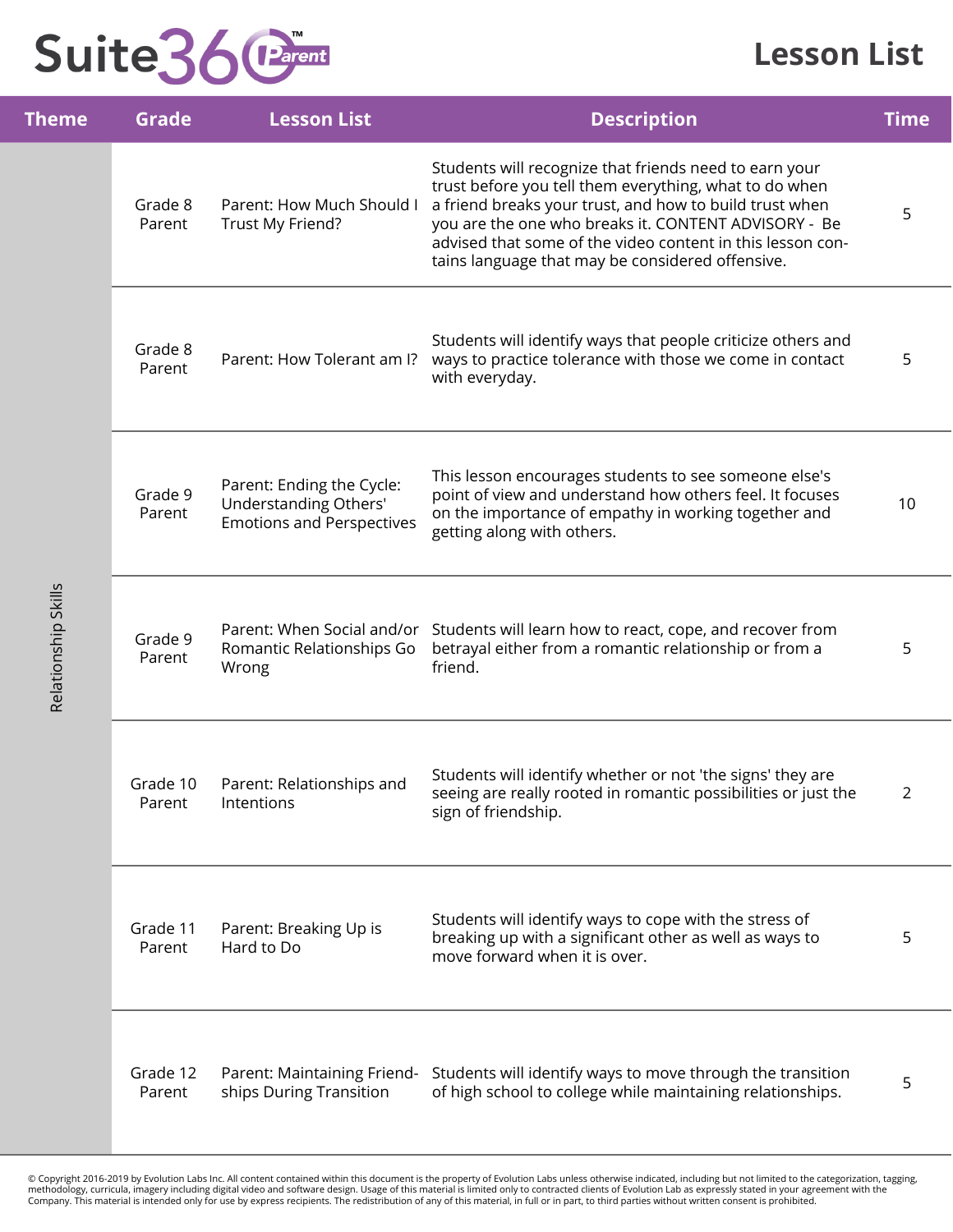Suite360 Parent

# Lesson List

| Theme | Grade | Lesson List | Description | Time |
|---|---|---|---|---|
| Relationship Skills | Grade 8 Parent | Parent: How Much Should I Trust My Friend? | Students will recognize that friends need to earn your trust before you tell them everything, what to do when a friend breaks your trust, and how to build trust when you are the one who breaks it. CONTENT ADVISORY - Be advised that some of the video content in this lesson contains language that may be considered offensive. | 5 |
| | Grade 8 Parent | Parent: How Tolerant am I? | Students will identify ways that people criticize others and ways to practice tolerance with those we come in contact with everyday. | 5 |
| | Grade 9 Parent | Parent: Ending the Cycle: Understanding Others' Emotions and Perspectives | This lesson encourages students to see someone else's point of view and understand how others feel. It focuses on the importance of empathy in working together and getting along with others. | 10 |
| | Grade 9 Parent | Parent: When Social and/or Romantic Relationships Go Wrong | Students will learn how to react, cope, and recover from betrayal either from a romantic relationship or from a friend. | 5 |
| | Grade 10 Parent | Parent: Relationships and Intentions | Students will identify whether or not 'the signs' they are seeing are really rooted in romantic possibilities or just the sign of friendship. | 2 |
| | Grade 11 Parent | Parent: Breaking Up is Hard to Do | Students will identify ways to cope with the stress of breaking up with a significant other as well as ways to move forward when it is over. | 5 |
| | Grade 12 Parent | Parent: Maintaining Friendships During Transition | Students will identify ways to move through the transition of high school to college while maintaining relationships. | 5 |

© Copyright 2016-2019 by Evolution Labs Inc. All content contained within this document is the property of Evolution Labs unless otherwise indicated, including but not limited to the categorization, tagging, methodology, curricula, imagery including digital video and software design. Usage of this material is limited only to contracted clients of Evolution Lab as expressly stated in your agreement with the Company. This material is intended only for use by express recipients. The redistribution of any of this material, in full or in part, to third parties without written consent is prohibited.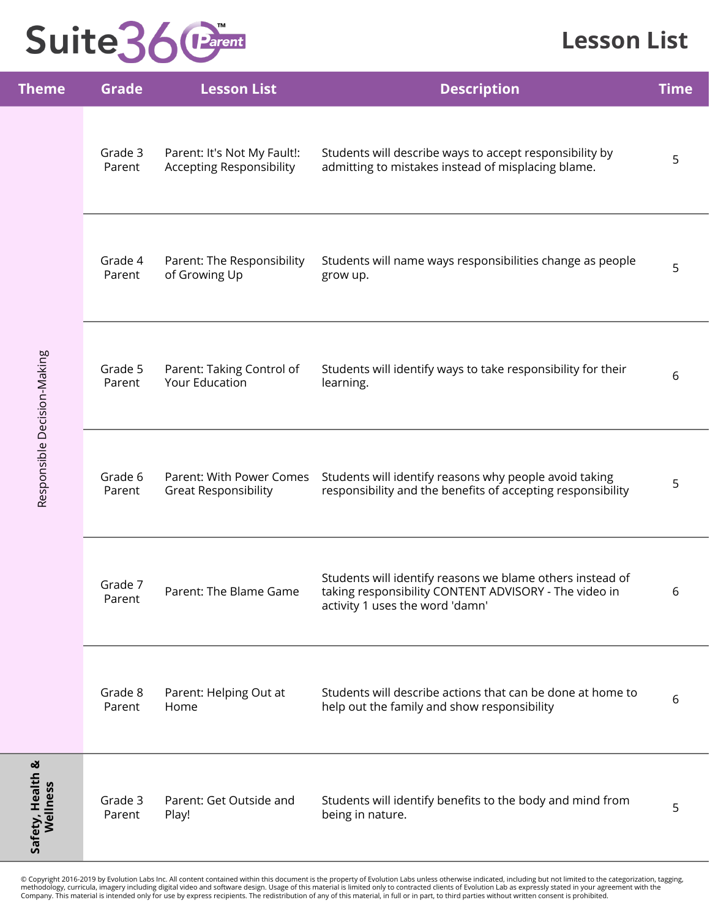# Suite360 Parent

## Lesson List

| Theme | Grade | Lesson List | Description | Time |
| --- | --- | --- | --- | --- |
| Responsible Decision-Making | Grade 3 Parent | Parent: It's Not My Fault!: Accepting Responsibility | Students will describe ways to accept responsibility by admitting to mistakes instead of misplacing blame. | 5 |
| | Grade 4 Parent | Parent: The Responsibility of Growing Up | Students will name ways responsibilities change as people grow up. | 5 |
| | Grade 5 Parent | Parent: Taking Control of Your Education | Students will identify ways to take responsibility for their learning. | 6 |
| | Grade 6 Parent | Parent: With Power Comes Great Responsibility | Students will identify reasons why people avoid taking responsibility and the benefits of accepting responsibility | 5 |
| | Grade 7 Parent | Parent: The Blame Game | Students will identify reasons we blame others instead of taking responsibility CONTENT ADVISORY - The video in activity 1 uses the word 'damn' | 6 |
| | Grade 8 Parent | Parent: Helping Out at Home | Students will describe actions that can be done at home to help out the family and show responsibility | 6 |
| **Safety, Health & Wellness** | Grade 3 Parent | Parent: Get Outside and Play! | Students will identify benefits to the body and mind from being in nature. | 5 |

© Copyright 2016-2019 by Evolution Labs Inc. All content contained within this document is the property of Evolution Labs unless otherwise indicated, including but not limited to the categorization, tagging, methodology, curricula, imagery including digital video and software design. Usage of this material is limited only to contracted clients of Evolution Lab as expressly stated in your agreement with the Company. This material is intended only for use by express recipients. The redistribution of any of this material, in full or in part, to third parties without written consent is prohibited.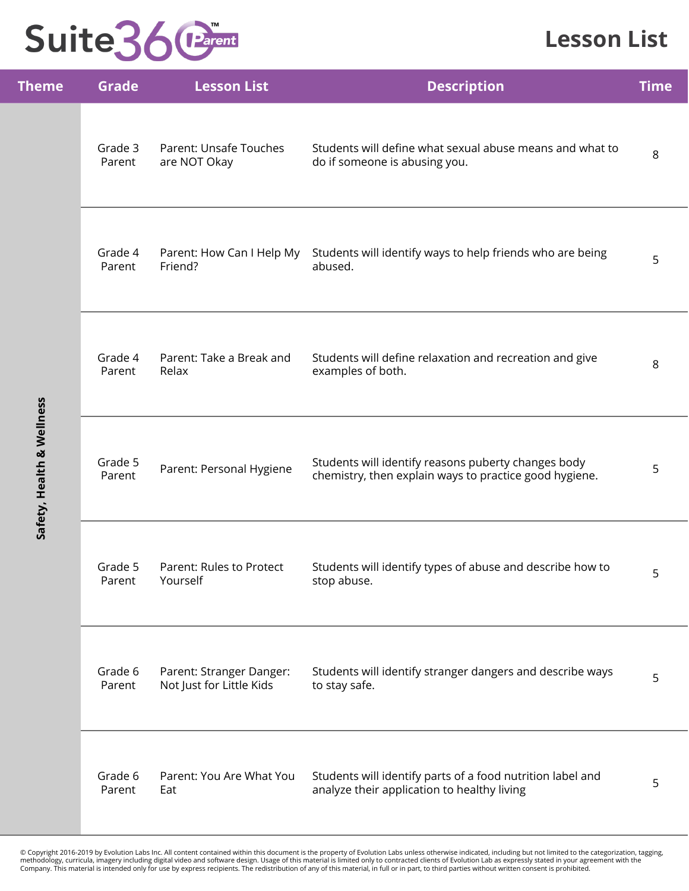# Suite360 Parent

## Lesson List

| Theme | Grade | Lesson List | Description | Time |
|---|---|---|---|---|
| Safety, Health & Wellness | Grade 3 Parent | Parent: Unsafe Touches are NOT Okay | Students will define what sexual abuse means and what to do if someone is abusing you. | 8 |
| | Grade 4 Parent | Parent: How Can I Help My Friend? | Students will identify ways to help friends who are being abused. | 5 |
| | Grade 4 Parent | Parent: Take a Break and Relax | Students will define relaxation and recreation and give examples of both. | 8 |
| | Grade 5 Parent | Parent: Personal Hygiene | Students will identify reasons puberty changes body chemistry, then explain ways to practice good hygiene. | 5 |
| | Grade 5 Parent | Parent: Rules to Protect Yourself | Students will identify types of abuse and describe how to stop abuse. | 5 |
| | Grade 6 Parent | Parent: Stranger Danger: Not Just for Little Kids | Students will identify stranger dangers and describe ways to stay safe. | 5 |
| | Grade 6 Parent | Parent: You Are What You Eat | Students will identify parts of a food nutrition label and analyze their application to healthy living | 5 |

© Copyright 2016-2019 by Evolution Labs Inc. All content contained within this document is the property of Evolution Labs unless otherwise indicated, including but not limited to the categorization, tagging, methodology, curricula, imagery including digital video and software design. Usage of this material is limited only to contracted clients of Evolution Lab as expressly stated in your agreement with the Company. This material is intended only for use by express recipients. The redistribution of any of this material, in full or in part, to third parties without written consent is prohibited.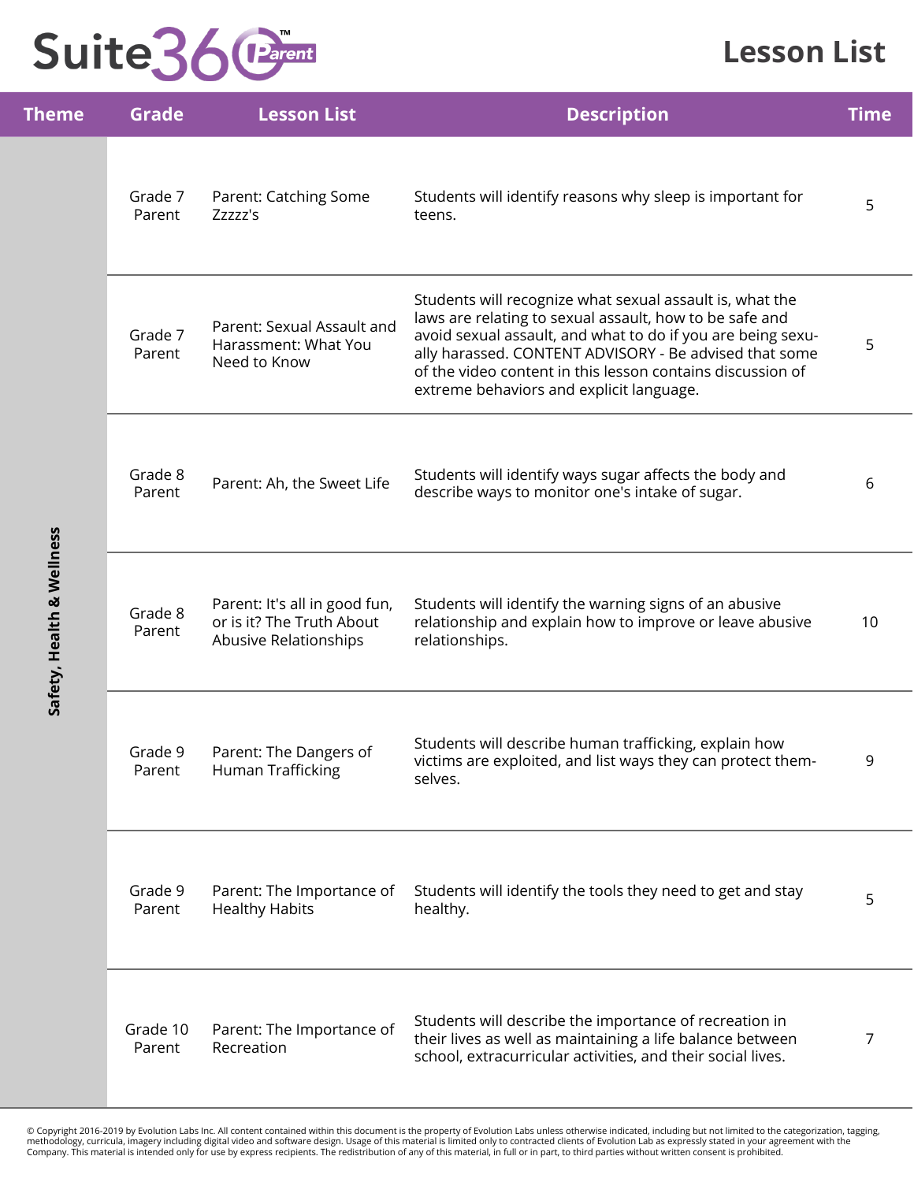# Suite360 Parent

## Lesson List

| Theme | Grade | Lesson List | Description | Time |
|---|---|---|---|---|
| Safety, Health & Wellness | Grade 7 Parent | Parent: Catching Some Zzzzz's | Students will identify reasons why sleep is important for teens. | 5 |
| | Grade 7 Parent | Parent: Sexual Assault and Harassment: What You Need to Know | Students will recognize what sexual assault is, what the laws are relating to sexual assault, how to be safe and avoid sexual assault, and what to do if you are being sexually harassed. CONTENT ADVISORY - Be advised that some of the video content in this lesson contains discussion of extreme behaviors and explicit language. | 5 |
| | Grade 8 Parent | Parent: Ah, the Sweet Life | Students will identify ways sugar affects the body and describe ways to monitor one's intake of sugar. | 6 |
| | Grade 8 Parent | Parent: It's all in good fun, or is it? The Truth About Abusive Relationships | Students will identify the warning signs of an abusive relationship and explain how to improve or leave abusive relationships. | 10 |
| | Grade 9 Parent | Parent: The Dangers of Human Trafficking | Students will describe human trafficking, explain how victims are exploited, and list ways they can protect themselves. | 9 |
| | Grade 9 Parent | Parent: The Importance of Healthy Habits | Students will identify the tools they need to get and stay healthy. | 5 |
| | Grade 10 Parent | Parent: The Importance of Recreation | Students will describe the importance of recreation in their lives as well as maintaining a life balance between school, extracurricular activities, and their social lives. | 7 |

© Copyright 2016-2019 by Evolution Labs Inc. All content contained within this document is the property of Evolution Labs unless otherwise indicated, including but not limited to the categorization, tagging, methodology, curricula, imagery including digital video and software design. Usage of this material is limited only to contracted clients of Evolution Lab as expressly stated in your agreement with the Company. This material is intended only for use by express recipients. The redistribution of any of this material, in full or in part, to third parties without written consent is prohibited.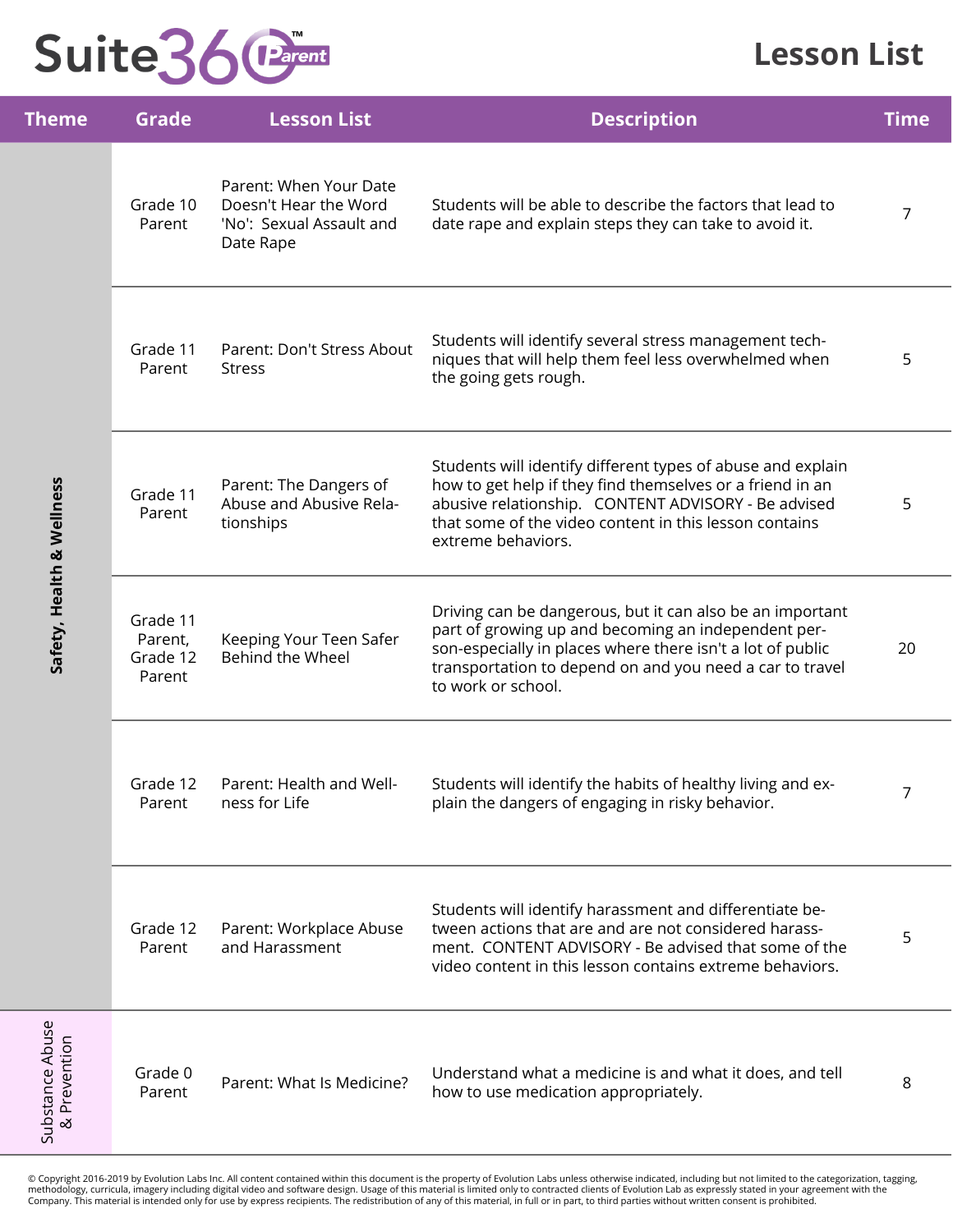# Suite360 Parent

## Lesson List

| Theme | Grade | Lesson List | Description | Time |
|---|---|---|---|---|
| Safety, Health & Wellness | Grade 10 Parent | Parent: When Your Date Doesn't Hear the Word 'No': Sexual Assault and Date Rape | Students will be able to describe the factors that lead to date rape and explain steps they can take to avoid it. | 7 |
| Safety, Health & Wellness | Grade 11 Parent | Parent: Don't Stress About Stress | Students will identify several stress management techniques that will help them feel less overwhelmed when the going gets rough. | 5 |
| Safety, Health & Wellness | Grade 11 Parent | Parent: The Dangers of Abuse and Abusive Relationships | Students will identify different types of abuse and explain how to get help if they find themselves or a friend in an abusive relationship. CONTENT ADVISORY - Be advised that some of the video content in this lesson contains extreme behaviors. | 5 |
| Safety, Health & Wellness | Grade 11 Parent, Grade 12 Parent | Keeping Your Teen Safer Behind the Wheel | Driving can be dangerous, but it can also be an important part of growing up and becoming an independent person-especially in places where there isn't a lot of public transportation to depend on and you need a car to travel to work or school. | 20 |
| Safety, Health & Wellness | Grade 12 Parent | Parent: Health and Wellness for Life | Students will identify the habits of healthy living and explain the dangers of engaging in risky behavior. | 7 |
| Safety, Health & Wellness | Grade 12 Parent | Parent: Workplace Abuse and Harassment | Students will identify harassment and differentiate between actions that are and are not considered harassment. CONTENT ADVISORY - Be advised that some of the video content in this lesson contains extreme behaviors. | 5 |
| Substance Abuse & Prevention | Grade 0 Parent | Parent: What Is Medicine? | Understand what a medicine is and what it does, and tell how to use medication appropriately. | 8 |

© Copyright 2016-2019 by Evolution Labs Inc. All content contained within this document is the property of Evolution Labs unless otherwise indicated, including but not limited to the categorization, tagging, methodology, curricula, imagery including digital video and software design. Usage of this material is limited only to contracted clients of Evolution Lab as expressly stated in your agreement with the Company. This material is intended only for use by express recipients. The redistribution of any of this material, in full or in part, to third parties without written consent is prohibited.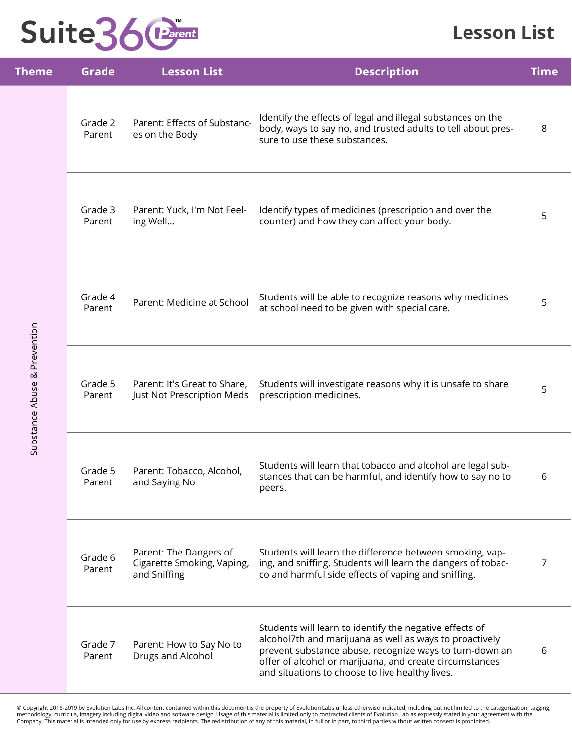# Suite360 Parent

## Lesson List

| Theme | Grade | Lesson List | Description | Time |
|---|---|---|---|---|
| Substance Abuse & Prevention | Grade 2 Parent | Parent: Effects of Substances on the Body | Identify the effects of legal and illegal substances on the body, ways to say no, and trusted adults to tell about pressure to use these substances. | 8 |
| | Grade 3 Parent | Parent: Yuck, I'm Not Feeling Well... | Identify types of medicines (prescription and over the counter) and how they can affect your body. | 5 |
| | Grade 4 Parent | Parent: Medicine at School | Students will be able to recognize reasons why medicines at school need to be given with special care. | 5 |
| | Grade 5 Parent | Parent: It's Great to Share, Just Not Prescription Meds | Students will investigate reasons why it is unsafe to share prescription medicines. | 5 |
| | Grade 5 Parent | Parent: Tobacco, Alcohol, and Saying No | Students will learn that tobacco and alcohol are legal substances that can be harmful, and identify how to say no to peers. | 6 |
| | Grade 6 Parent | Parent: The Dangers of Cigarette Smoking, Vaping, and Sniffing | Students will learn the difference between smoking, vaping, and sniffing. Students will learn the dangers of tobacco and harmful side effects of vaping and sniffing. | 7 |
| | Grade 7 Parent | Parent: How to Say No to Drugs and Alcohol | Students will learn to identify the negative effects of alcohol7th and marijuana as well as ways to proactively prevent substance abuse, recognize ways to turn-down an offer of alcohol or marijuana, and create circumstances and situations to choose to live healthy lives. | 6 |

© Copyright 2016-2019 by Evolution Labs Inc. All content contained within this document is the property of Evolution Labs unless otherwise indicated, including but not limited to the categorization, tagging, methodology, curricula, imagery including digital video and software design. Usage of this material is limited only to contracted clients of Evolution Lab as expressly stated in your agreement with the Company. This material is intended only for use by express recipients. The redistribution of any of this material, in full or in part, to third parties without written consent is prohibited.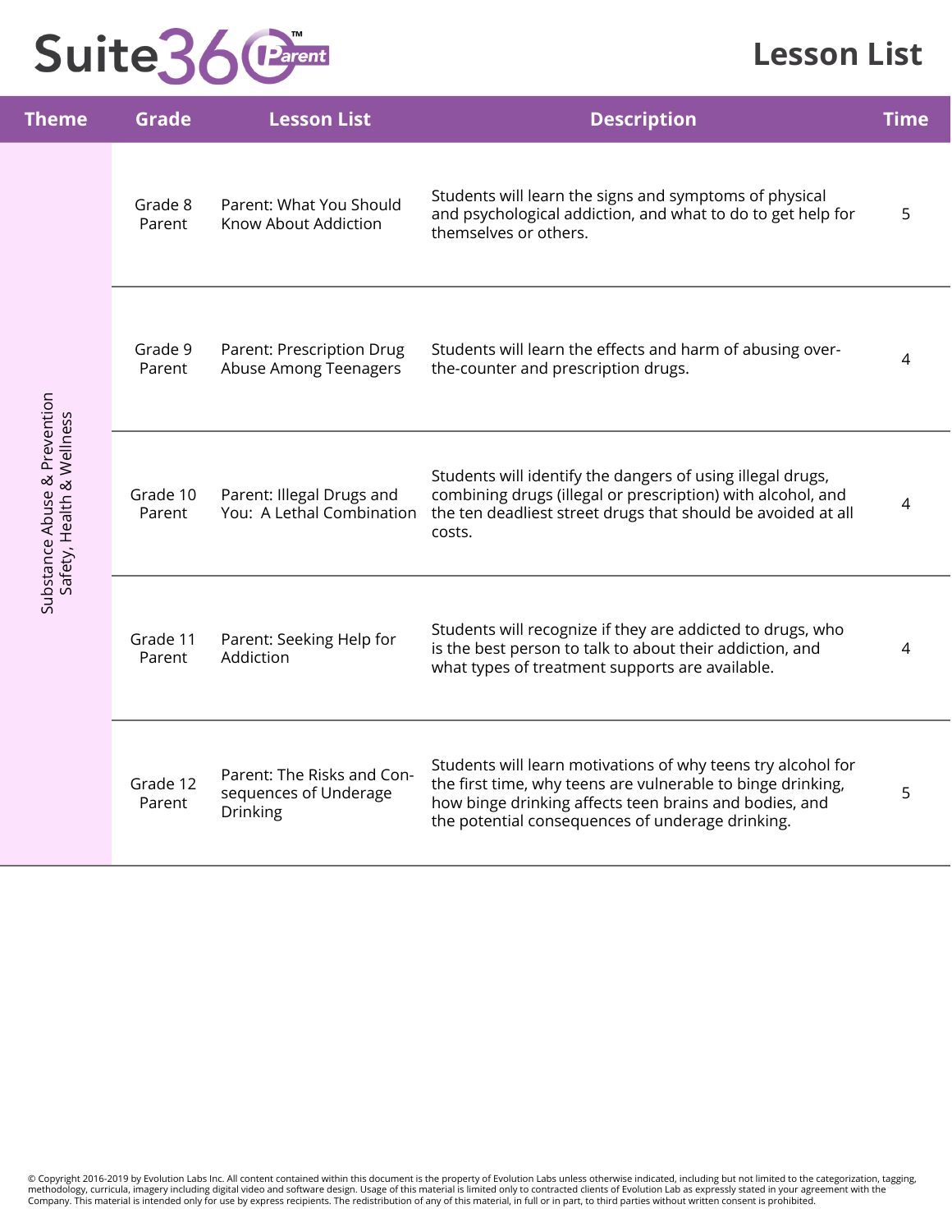# Suite360 Parent

## Lesson List

| Theme | Grade | Lesson List | Description | Time |
|---|---|---|---|---|
| Substance Abuse & Prevention Safety, Health & Wellness | Grade 8 Parent | Parent: What You Should Know About Addiction | Students will learn the signs and symptoms of physical and psychological addiction, and what to do to get help for themselves or others. | 5 |
| | Grade 9 Parent | Parent: Prescription Drug Abuse Among Teenagers | Students will learn the effects and harm of abusing over-the-counter and prescription drugs. | 4 |
| | Grade 10 Parent | Parent: Illegal Drugs and You: A Lethal Combination | Students will identify the dangers of using illegal drugs, combining drugs (illegal or prescription) with alcohol, and the ten deadliest street drugs that should be avoided at all costs. | 4 |
| | Grade 11 Parent | Parent: Seeking Help for Addiction | Students will recognize if they are addicted to drugs, who is the best person to talk to about their addiction, and what types of treatment supports are available. | 4 |
| | Grade 12 Parent | Parent: The Risks and Consequences of Underage Drinking | Students will learn motivations of why teens try alcohol for the first time, why teens are vulnerable to binge drinking, how binge drinking affects teen brains and bodies, and the potential consequences of underage drinking. | 5 |

© Copyright 2016-2019 by Evolution Labs Inc. All content contained within this document is the property of Evolution Labs unless otherwise indicated, including but not limited to the categorization, tagging, methodology, curricula, imagery including digital video and software design. Usage of this material is limited only to contracted clients of Evolution Lab as expressly stated in your agreement with the Company. This material is intended only for use by express recipients. The redistribution of any of this material, in full or in part, to third parties without written consent is prohibited.